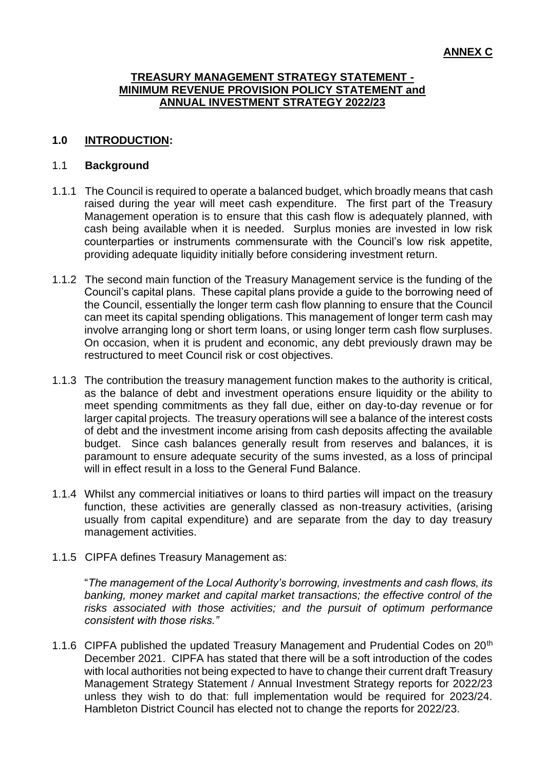**ANNEX C**

# TREASURY MANAGEMENT STRATEGY STATEMENT - MINIMUM REVENUE PROVISION POLICY STATEMENT and ANNUAL INVESTMENT STRATEGY 2022/23

## 1.0 INTRODUCTION:

### 1.1 Background

1.1.1 The Council is required to operate a balanced budget, which broadly means that cash raised during the year will meet cash expenditure. The first part of the Treasury Management operation is to ensure that this cash flow is adequately planned, with cash being available when it is needed. Surplus monies are invested in low risk counterparties or instruments commensurate with the Council's low risk appetite, providing adequate liquidity initially before considering investment return.

1.1.2 The second main function of the Treasury Management service is the funding of the Council's capital plans. These capital plans provide a guide to the borrowing need of the Council, essentially the longer term cash flow planning to ensure that the Council can meet its capital spending obligations. This management of longer term cash may involve arranging long or short term loans, or using longer term cash flow surpluses. On occasion, when it is prudent and economic, any debt previously drawn may be restructured to meet Council risk or cost objectives.

1.1.3 The contribution the treasury management function makes to the authority is critical, as the balance of debt and investment operations ensure liquidity or the ability to meet spending commitments as they fall due, either on day-to-day revenue or for larger capital projects. The treasury operations will see a balance of the interest costs of debt and the investment income arising from cash deposits affecting the available budget. Since cash balances generally result from reserves and balances, it is paramount to ensure adequate security of the sums invested, as a loss of principal will in effect result in a loss to the General Fund Balance.

1.1.4 Whilst any commercial initiatives or loans to third parties will impact on the treasury function, these activities are generally classed as non-treasury activities, (arising usually from capital expenditure) and are separate from the day to day treasury management activities.

1.1.5 CIPFA defines Treasury Management as:

"*The management of the Local Authority's borrowing, investments and cash flows, its banking, money market and capital market transactions; the effective control of the risks associated with those activities; and the pursuit of optimum performance consistent with those risks.*"

1.1.6 CIPFA published the updated Treasury Management and Prudential Codes on 20th December 2021. CIPFA has stated that there will be a soft introduction of the codes with local authorities not being expected to have to change their current draft Treasury Management Strategy Statement / Annual Investment Strategy reports for 2022/23 unless they wish to do that: full implementation would be required for 2023/24. Hambleton District Council has elected not to change the reports for 2022/23.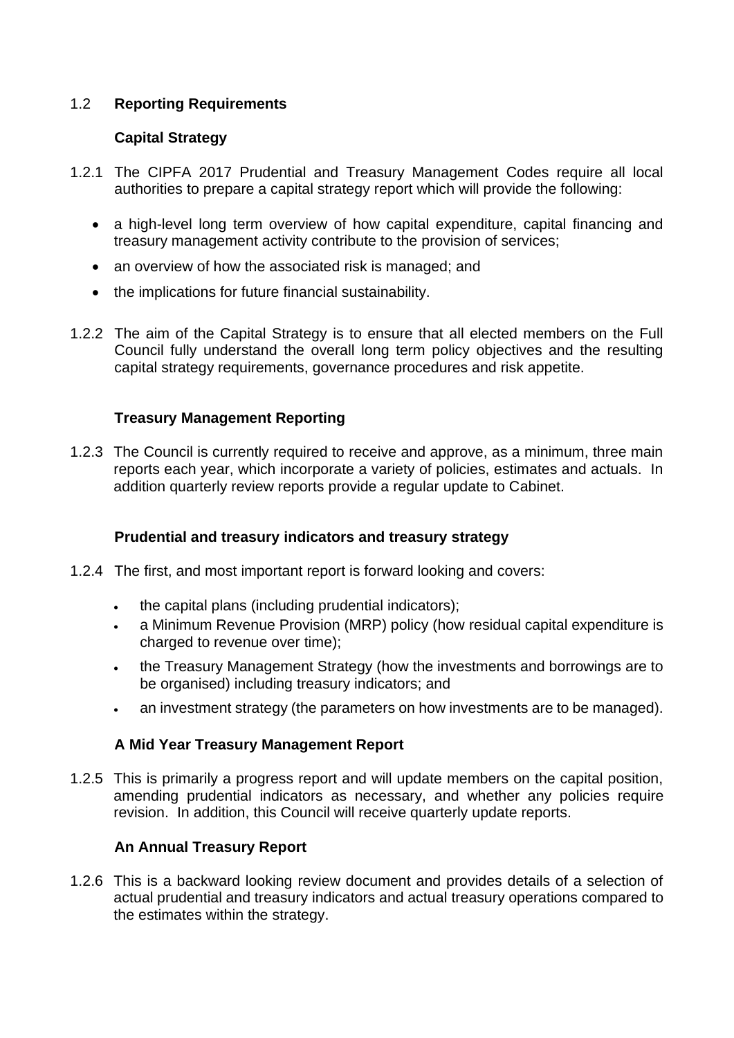## 1.2 **Reporting Requirements**

### Capital Strategy

1.2.1 The CIPFA 2017 Prudential and Treasury Management Codes require all local authorities to prepare a capital strategy report which will provide the following:

- a high-level long term overview of how capital expenditure, capital financing and treasury management activity contribute to the provision of services;
- an overview of how the associated risk is managed; and
- the implications for future financial sustainability.

1.2.2 The aim of the Capital Strategy is to ensure that all elected members on the Full Council fully understand the overall long term policy objectives and the resulting capital strategy requirements, governance procedures and risk appetite.

### Treasury Management Reporting

1.2.3 The Council is currently required to receive and approve, as a minimum, three main reports each year, which incorporate a variety of policies, estimates and actuals. In addition quarterly review reports provide a regular update to Cabinet.

### Prudential and treasury indicators and treasury strategy

1.2.4 The first, and most important report is forward looking and covers:

- the capital plans (including prudential indicators);
- a Minimum Revenue Provision (MRP) policy (how residual capital expenditure is charged to revenue over time);
- the Treasury Management Strategy (how the investments and borrowings are to be organised) including treasury indicators; and
- an investment strategy (the parameters on how investments are to be managed).

### A Mid Year Treasury Management Report

1.2.5 This is primarily a progress report and will update members on the capital position, amending prudential indicators as necessary, and whether any policies require revision. In addition, this Council will receive quarterly update reports.

### An Annual Treasury Report

1.2.6 This is a backward looking review document and provides details of a selection of actual prudential and treasury indicators and actual treasury operations compared to the estimates within the strategy.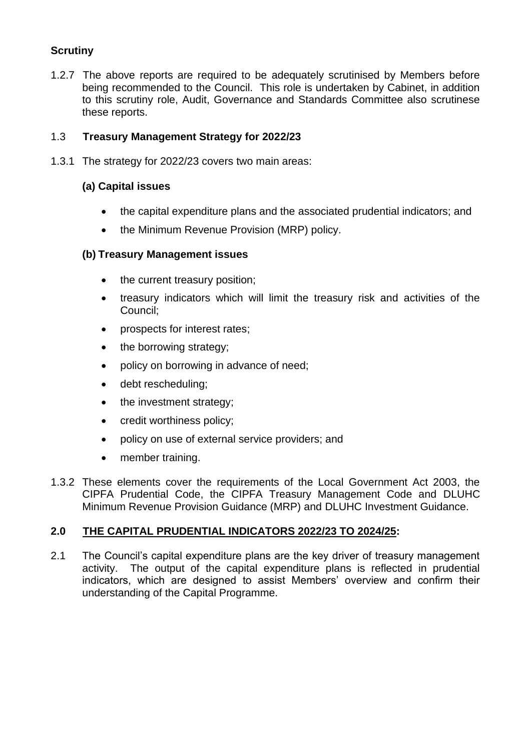### Scrutiny

1.2.7 The above reports are required to be adequately scrutinised by Members before being recommended to the Council. This role is undertaken by Cabinet, in addition to this scrutiny role, Audit, Governance and Standards Committee also scrutinese these reports.

### 1.3 Treasury Management Strategy for 2022/23

1.3.1 The strategy for 2022/23 covers two main areas:

**(a) Capital issues**

- the capital expenditure plans and the associated prudential indicators; and
- the Minimum Revenue Provision (MRP) policy.

**(b) Treasury Management issues**

- the current treasury position;
- treasury indicators which will limit the treasury risk and activities of the Council;
- prospects for interest rates;
- the borrowing strategy;
- policy on borrowing in advance of need;
- debt rescheduling;
- the investment strategy;
- credit worthiness policy;
- policy on use of external service providers; and
- member training.

1.3.2 These elements cover the requirements of the Local Government Act 2003, the CIPFA Prudential Code, the CIPFA Treasury Management Code and DLUHC Minimum Revenue Provision Guidance (MRP) and DLUHC Investment Guidance.

## 2.0 THE CAPITAL PRUDENTIAL INDICATORS 2022/23 TO 2024/25:

2.1 The Council's capital expenditure plans are the key driver of treasury management activity. The output of the capital expenditure plans is reflected in prudential indicators, which are designed to assist Members' overview and confirm their understanding of the Capital Programme.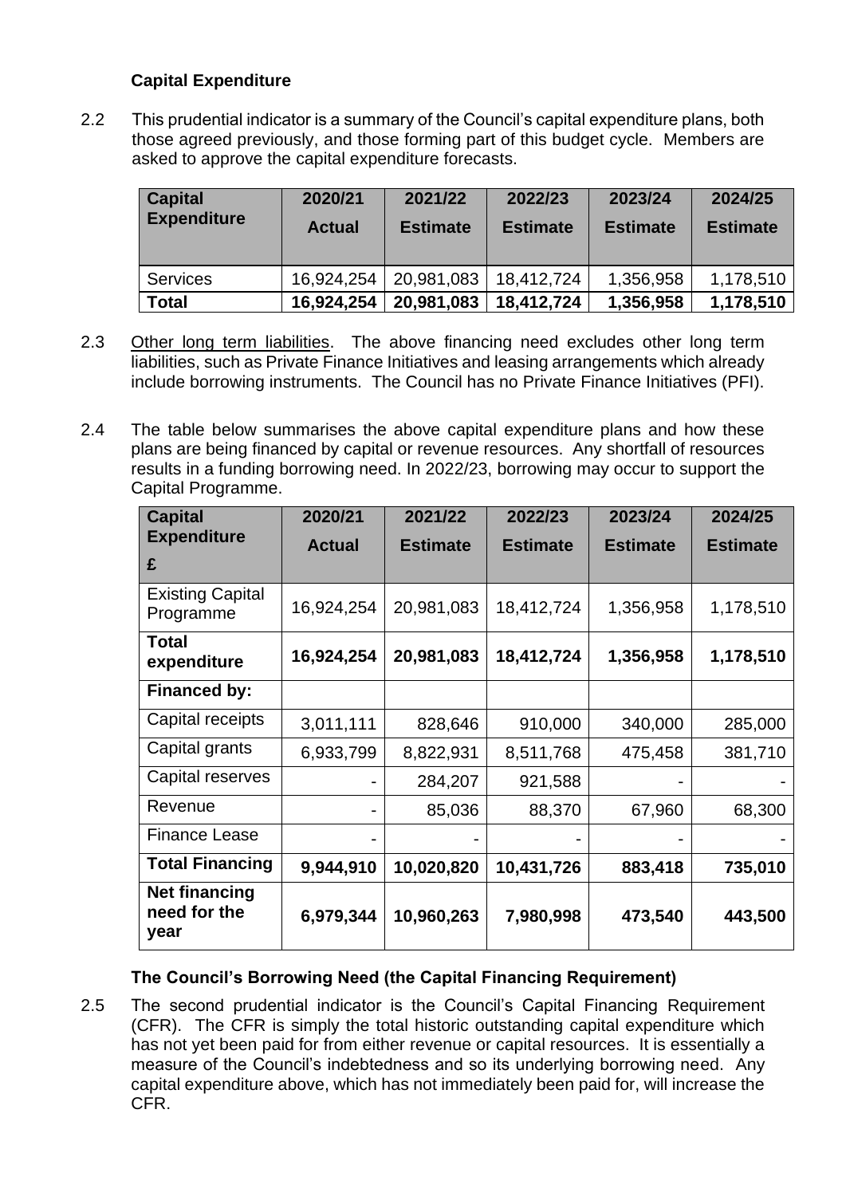### Capital Expenditure

2.2 This prudential indicator is a summary of the Council's capital expenditure plans, both those agreed previously, and those forming part of this budget cycle. Members are asked to approve the capital expenditure forecasts.

| Capital Expenditure | 2020/21 Actual | 2021/22 Estimate | 2022/23 Estimate | 2023/24 Estimate | 2024/25 Estimate |
|---|---|---|---|---|---|
| Services | 16,924,254 | 20,981,083 | 18,412,724 | 1,356,958 | 1,178,510 |
| **Total** | **16,924,254** | **20,981,083** | **18,412,724** | **1,356,958** | **1,178,510** |

2.3 Other long term liabilities. The above financing need excludes other long term liabilities, such as Private Finance Initiatives and leasing arrangements which already include borrowing instruments. The Council has no Private Finance Initiatives (PFI).

2.4 The table below summarises the above capital expenditure plans and how these plans are being financed by capital or revenue resources. Any shortfall of resources results in a funding borrowing need. In 2022/23, borrowing may occur to support the Capital Programme.

| Capital Expenditure £ | 2020/21 Actual | 2021/22 Estimate | 2022/23 Estimate | 2023/24 Estimate | 2024/25 Estimate |
|---|---|---|---|---|---|
| Existing Capital Programme | 16,924,254 | 20,981,083 | 18,412,724 | 1,356,958 | 1,178,510 |
| **Total expenditure** | **16,924,254** | **20,981,083** | **18,412,724** | **1,356,958** | **1,178,510** |
| **Financed by:** | | | | | |
| Capital receipts | 3,011,111 | 828,646 | 910,000 | 340,000 | 285,000 |
| Capital grants | 6,933,799 | 8,822,931 | 8,511,768 | 475,458 | 381,710 |
| Capital reserves | - | 284,207 | 921,588 | - | - |
| Revenue | - | 85,036 | 88,370 | 67,960 | 68,300 |
| Finance Lease | - | - | - | - | - |
| **Total Financing** | **9,944,910** | **10,020,820** | **10,431,726** | **883,418** | **735,010** |
| **Net financing need for the year** | **6,979,344** | **10,960,263** | **7,980,998** | **473,540** | **443,500** |

### The Council's Borrowing Need (the Capital Financing Requirement)

2.5 The second prudential indicator is the Council's Capital Financing Requirement (CFR). The CFR is simply the total historic outstanding capital expenditure which has not yet been paid for from either revenue or capital resources. It is essentially a measure of the Council's indebtedness and so its underlying borrowing need. Any capital expenditure above, which has not immediately been paid for, will increase the CFR.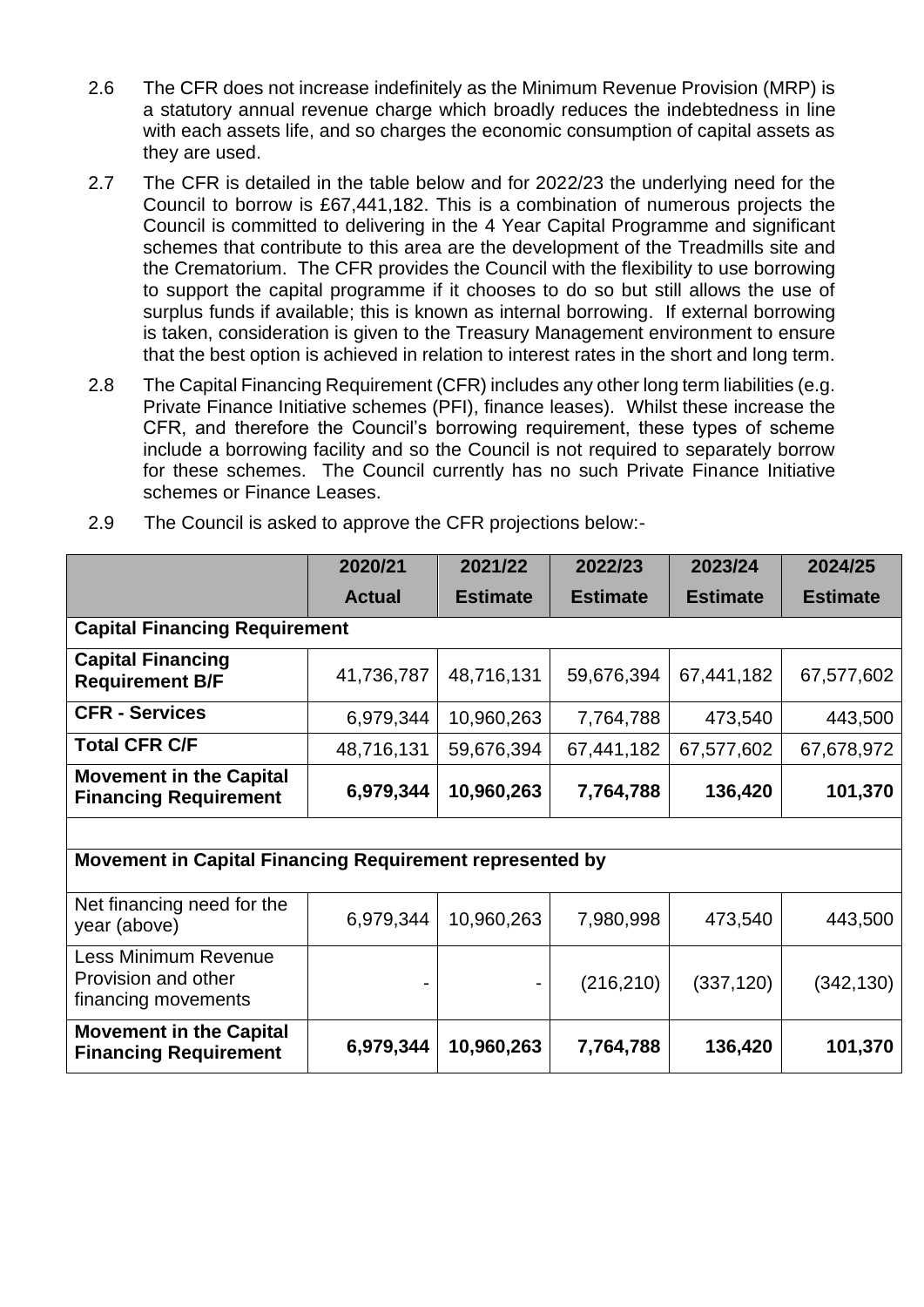2.6 The CFR does not increase indefinitely as the Minimum Revenue Provision (MRP) is a statutory annual revenue charge which broadly reduces the indebtedness in line with each assets life, and so charges the economic consumption of capital assets as they are used.

2.7 The CFR is detailed in the table below and for 2022/23 the underlying need for the Council to borrow is £67,441,182. This is a combination of numerous projects the Council is committed to delivering in the 4 Year Capital Programme and significant schemes that contribute to this area are the development of the Treadmills site and the Crematorium. The CFR provides the Council with the flexibility to use borrowing to support the capital programme if it chooses to do so but still allows the use of surplus funds if available; this is known as internal borrowing. If external borrowing is taken, consideration is given to the Treasury Management environment to ensure that the best option is achieved in relation to interest rates in the short and long term.

2.8 The Capital Financing Requirement (CFR) includes any other long term liabilities (e.g. Private Finance Initiative schemes (PFI), finance leases). Whilst these increase the CFR, and therefore the Council's borrowing requirement, these types of scheme include a borrowing facility and so the Council is not required to separately borrow for these schemes. The Council currently has no such Private Finance Initiative schemes or Finance Leases.

2.9 The Council is asked to approve the CFR projections below:-

| | 2020/21 Actual | 2021/22 Estimate | 2022/23 Estimate | 2023/24 Estimate | 2024/25 Estimate |
|---|---|---|---|---|---|
| **Capital Financing Requirement** | | | | | |
| **Capital Financing Requirement B/F** | 41,736,787 | 48,716,131 | 59,676,394 | 67,441,182 | 67,577,602 |
| **CFR - Services** | 6,979,344 | 10,960,263 | 7,764,788 | 473,540 | 443,500 |
| **Total CFR C/F** | 48,716,131 | 59,676,394 | 67,441,182 | 67,577,602 | 67,678,972 |
| **Movement in the Capital Financing Requirement** | **6,979,344** | **10,960,263** | **7,764,788** | **136,420** | **101,370** |
| | | | | | |
| **Movement in Capital Financing Requirement represented by** | | | | | |
| Net financing need for the year (above) | 6,979,344 | 10,960,263 | 7,980,998 | 473,540 | 443,500 |
| Less Minimum Revenue Provision and other financing movements | - | - | (216,210) | (337,120) | (342,130) |
| **Movement in the Capital Financing Requirement** | **6,979,344** | **10,960,263** | **7,764,788** | **136,420** | **101,370** |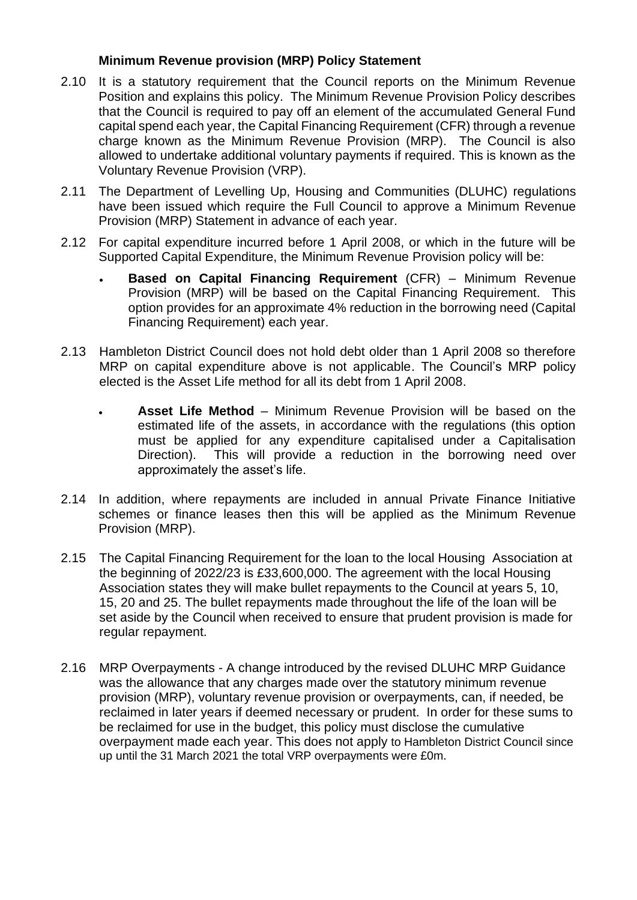### Minimum Revenue provision (MRP) Policy Statement

2.10 It is a statutory requirement that the Council reports on the Minimum Revenue Position and explains this policy. The Minimum Revenue Provision Policy describes that the Council is required to pay off an element of the accumulated General Fund capital spend each year, the Capital Financing Requirement (CFR) through a revenue charge known as the Minimum Revenue Provision (MRP). The Council is also allowed to undertake additional voluntary payments if required. This is known as the Voluntary Revenue Provision (VRP).

2.11 The Department of Levelling Up, Housing and Communities (DLUHC) regulations have been issued which require the Full Council to approve a Minimum Revenue Provision (MRP) Statement in advance of each year.

2.12 For capital expenditure incurred before 1 April 2008, or which in the future will be Supported Capital Expenditure, the Minimum Revenue Provision policy will be:

- **Based on Capital Financing Requirement** (CFR) – Minimum Revenue Provision (MRP) will be based on the Capital Financing Requirement. This option provides for an approximate 4% reduction in the borrowing need (Capital Financing Requirement) each year.

2.13 Hambleton District Council does not hold debt older than 1 April 2008 so therefore MRP on capital expenditure above is not applicable. The Council's MRP policy elected is the Asset Life method for all its debt from 1 April 2008.

- **Asset Life Method** – Minimum Revenue Provision will be based on the estimated life of the assets, in accordance with the regulations (this option must be applied for any expenditure capitalised under a Capitalisation Direction). This will provide a reduction in the borrowing need over approximately the asset's life.

2.14 In addition, where repayments are included in annual Private Finance Initiative schemes or finance leases then this will be applied as the Minimum Revenue Provision (MRP).

2.15 The Capital Financing Requirement for the loan to the local Housing Association at the beginning of 2022/23 is £33,600,000. The agreement with the local Housing Association states they will make bullet repayments to the Council at years 5, 10, 15, 20 and 25. The bullet repayments made throughout the life of the loan will be set aside by the Council when received to ensure that prudent provision is made for regular repayment.

2.16 MRP Overpayments - A change introduced by the revised DLUHC MRP Guidance was the allowance that any charges made over the statutory minimum revenue provision (MRP), voluntary revenue provision or overpayments, can, if needed, be reclaimed in later years if deemed necessary or prudent. In order for these sums to be reclaimed for use in the budget, this policy must disclose the cumulative overpayment made each year. This does not apply to Hambleton District Council since up until the 31 March 2021 the total VRP overpayments were £0m.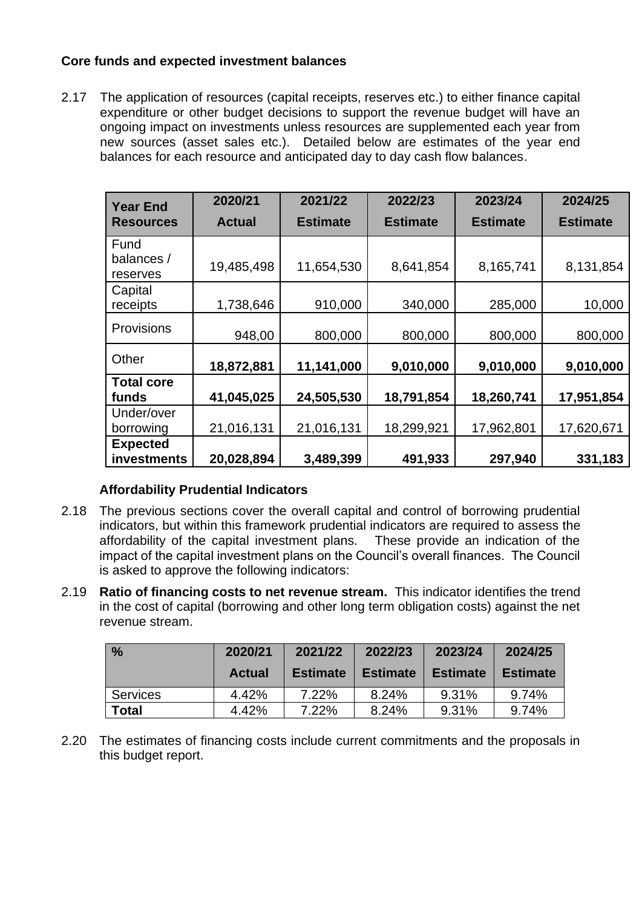**Core funds and expected investment balances**

2.17 The application of resources (capital receipts, reserves etc.) to either finance capital expenditure or other budget decisions to support the revenue budget will have an ongoing impact on investments unless resources are supplemented each year from new sources (asset sales etc.). Detailed below are estimates of the year end balances for each resource and anticipated day to day cash flow balances.

| Year End Resources | 2020/21 Actual | 2021/22 Estimate | 2022/23 Estimate | 2023/24 Estimate | 2024/25 Estimate |
|---|---|---|---|---|---|
| Fund balances / reserves | 19,485,498 | 11,654,530 | 8,641,854 | 8,165,741 | 8,131,854 |
| Capital receipts | 1,738,646 | 910,000 | 340,000 | 285,000 | 10,000 |
| Provisions | 948,00 | 800,000 | 800,000 | 800,000 | 800,000 |
| Other | **18,872,881** | **11,141,000** | **9,010,000** | **9,010,000** | **9,010,000** |
| **Total core funds** | **41,045,025** | **24,505,530** | **18,791,854** | **18,260,741** | **17,951,854** |
| Under/over borrowing | 21,016,131 | 21,016,131 | 18,299,921 | 17,962,801 | 17,620,671 |
| **Expected investments** | **20,028,894** | **3,489,399** | **491,933** | **297,940** | **331,183** |

**Affordability Prudential Indicators**

2.18 The previous sections cover the overall capital and control of borrowing prudential indicators, but within this framework prudential indicators are required to assess the affordability of the capital investment plans. These provide an indication of the impact of the capital investment plans on the Council's overall finances. The Council is asked to approve the following indicators:

2.19 **Ratio of financing costs to net revenue stream.** This indicator identifies the trend in the cost of capital (borrowing and other long term obligation costs) against the net revenue stream.

| % | 2020/21 Actual | 2021/22 Estimate | 2022/23 Estimate | 2023/24 Estimate | 2024/25 Estimate |
|---|---|---|---|---|---|
| Services | 4.42% | 7.22% | 8.24% | 9.31% | 9.74% |
| **Total** | 4.42% | 7.22% | 8.24% | 9.31% | 9.74% |

2.20 The estimates of financing costs include current commitments and the proposals in this budget report.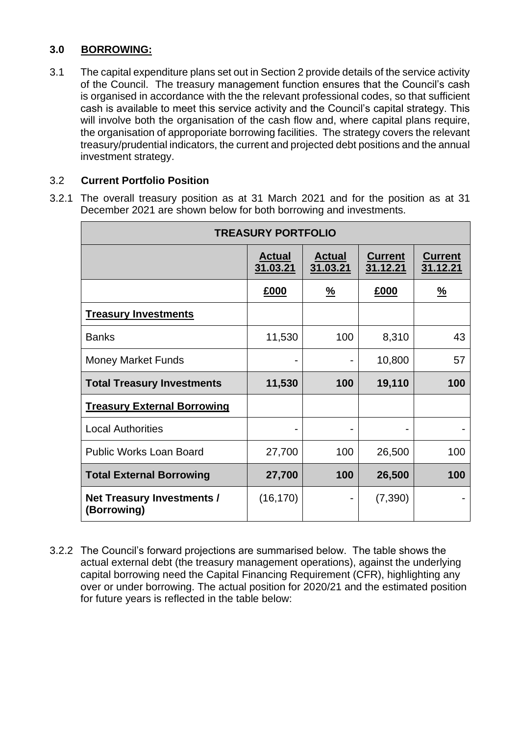## 3.0 BORROWING:

3.1 The capital expenditure plans set out in Section 2 provide details of the service activity of the Council. The treasury management function ensures that the Council's cash is organised in accordance with the the relevant professional codes, so that sufficient cash is available to meet this service activity and the Council's capital strategy. This will involve both the organisation of the cash flow and, where capital plans require, the organisation of approporiate borrowing facilities. The strategy covers the relevant treasury/prudential indicators, the current and projected debt positions and the annual investment strategy.

### 3.2 Current Portfolio Position

3.2.1 The overall treasury position as at 31 March 2021 and for the position as at 31 December 2021 are shown below for both borrowing and investments.

| TREASURY PORTFOLIO | | | | |
|---|---|---|---|---|
| | **Actual 31.03.21** | **Actual 31.03.21** | **Current 31.12.21** | **Current 31.12.21** |
| | **£000** | **%** | **£000** | **%** |
| **Treasury Investments** | | | | |
| Banks | 11,530 | 100 | 8,310 | 43 |
| Money Market Funds | - | - | 10,800 | 57 |
| **Total Treasury Investments** | **11,530** | **100** | **19,110** | **100** |
| **Treasury External Borrowing** | | | | |
| Local Authorities | - | - | - | - |
| Public Works Loan Board | 27,700 | 100 | 26,500 | 100 |
| **Total External Borrowing** | **27,700** | **100** | **26,500** | **100** |
| **Net Treasury Investments / (Borrowing)** | (16,170) | - | (7,390) | - |

3.2.2 The Council's forward projections are summarised below. The table shows the actual external debt (the treasury management operations), against the underlying capital borrowing need the Capital Financing Requirement (CFR), highlighting any over or under borrowing. The actual position for 2020/21 and the estimated position for future years is reflected in the table below: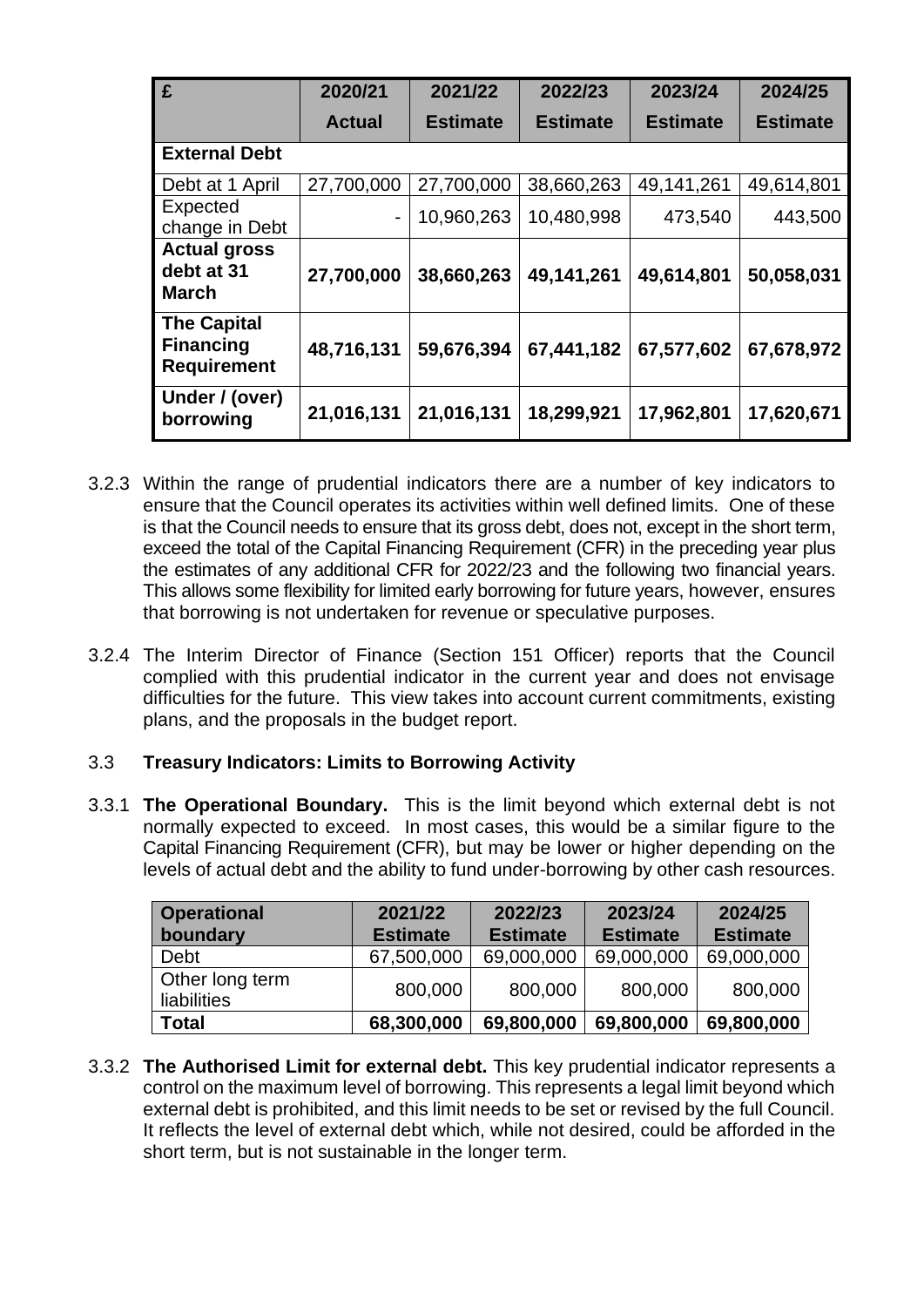| £ | 2020/21 Actual | 2021/22 Estimate | 2022/23 Estimate | 2023/24 Estimate | 2024/25 Estimate |
|---|---|---|---|---|---|
| **External Debt** | | | | | |
| Debt at 1 April | 27,700,000 | 27,700,000 | 38,660,263 | 49,141,261 | 49,614,801 |
| Expected change in Debt | - | 10,960,263 | 10,480,998 | 473,540 | 443,500 |
| **Actual gross debt at 31 March** | **27,700,000** | **38,660,263** | **49,141,261** | **49,614,801** | **50,058,031** |
| **The Capital Financing Requirement** | **48,716,131** | **59,676,394** | **67,441,182** | **67,577,602** | **67,678,972** |
| **Under / (over) borrowing** | **21,016,131** | **21,016,131** | **18,299,921** | **17,962,801** | **17,620,671** |

3.2.3 Within the range of prudential indicators there are a number of key indicators to ensure that the Council operates its activities within well defined limits. One of these is that the Council needs to ensure that its gross debt, does not, except in the short term, exceed the total of the Capital Financing Requirement (CFR) in the preceding year plus the estimates of any additional CFR for 2022/23 and the following two financial years. This allows some flexibility for limited early borrowing for future years, however, ensures that borrowing is not undertaken for revenue or speculative purposes.

3.2.4 The Interim Director of Finance (Section 151 Officer) reports that the Council complied with this prudential indicator in the current year and does not envisage difficulties for the future. This view takes into account current commitments, existing plans, and the proposals in the budget report.

### 3.3 Treasury Indicators: Limits to Borrowing Activity

3.3.1 **The Operational Boundary.** This is the limit beyond which external debt is not normally expected to exceed. In most cases, this would be a similar figure to the Capital Financing Requirement (CFR), but may be lower or higher depending on the levels of actual debt and the ability to fund under-borrowing by other cash resources.

| Operational boundary | 2021/22 Estimate | 2022/23 Estimate | 2023/24 Estimate | 2024/25 Estimate |
|---|---|---|---|---|
| Debt | 67,500,000 | 69,000,000 | 69,000,000 | 69,000,000 |
| Other long term liabilities | 800,000 | 800,000 | 800,000 | 800,000 |
| **Total** | **68,300,000** | **69,800,000** | **69,800,000** | **69,800,000** |

3.3.2 **The Authorised Limit for external debt.** This key prudential indicator represents a control on the maximum level of borrowing. This represents a legal limit beyond which external debt is prohibited, and this limit needs to be set or revised by the full Council. It reflects the level of external debt which, while not desired, could be afforded in the short term, but is not sustainable in the longer term.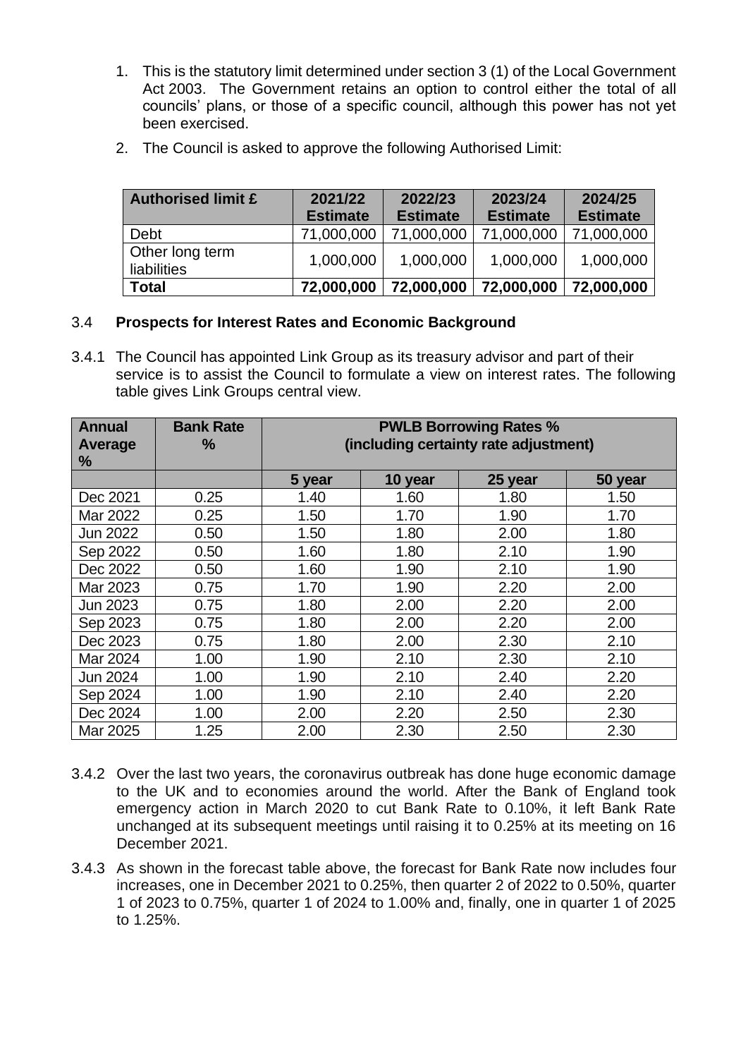1. This is the statutory limit determined under section 3 (1) of the Local Government Act 2003. The Government retains an option to control either the total of all councils' plans, or those of a specific council, although this power has not yet been exercised.
2. The Council is asked to approve the following Authorised Limit:

| Authorised limit £ | 2021/22 Estimate | 2022/23 Estimate | 2023/24 Estimate | 2024/25 Estimate |
|---|---|---|---|---|
| Debt | 71,000,000 | 71,000,000 | 71,000,000 | 71,000,000 |
| Other long term liabilities | 1,000,000 | 1,000,000 | 1,000,000 | 1,000,000 |
| **Total** | **72,000,000** | **72,000,000** | **72,000,000** | **72,000,000** |

### 3.4 Prospects for Interest Rates and Economic Background

3.4.1 The Council has appointed Link Group as its treasury advisor and part of their service is to assist the Council to formulate a view on interest rates. The following table gives Link Groups central view.

| Annual Average % | Bank Rate % | PWLB Borrowing Rates % (including certainty rate adjustment) | | | |
|---|---|---|---|---|---|
| | | 5 year | 10 year | 25 year | 50 year |
| Dec 2021 | 0.25 | 1.40 | 1.60 | 1.80 | 1.50 |
| Mar 2022 | 0.25 | 1.50 | 1.70 | 1.90 | 1.70 |
| Jun 2022 | 0.50 | 1.50 | 1.80 | 2.00 | 1.80 |
| Sep 2022 | 0.50 | 1.60 | 1.80 | 2.10 | 1.90 |
| Dec 2022 | 0.50 | 1.60 | 1.90 | 2.10 | 1.90 |
| Mar 2023 | 0.75 | 1.70 | 1.90 | 2.20 | 2.00 |
| Jun 2023 | 0.75 | 1.80 | 2.00 | 2.20 | 2.00 |
| Sep 2023 | 0.75 | 1.80 | 2.00 | 2.20 | 2.00 |
| Dec 2023 | 0.75 | 1.80 | 2.00 | 2.30 | 2.10 |
| Mar 2024 | 1.00 | 1.90 | 2.10 | 2.30 | 2.10 |
| Jun 2024 | 1.00 | 1.90 | 2.10 | 2.40 | 2.20 |
| Sep 2024 | 1.00 | 1.90 | 2.10 | 2.40 | 2.20 |
| Dec 2024 | 1.00 | 2.00 | 2.20 | 2.50 | 2.30 |
| Mar 2025 | 1.25 | 2.00 | 2.30 | 2.50 | 2.30 |

3.4.2 Over the last two years, the coronavirus outbreak has done huge economic damage to the UK and to economies around the world. After the Bank of England took emergency action in March 2020 to cut Bank Rate to 0.10%, it left Bank Rate unchanged at its subsequent meetings until raising it to 0.25% at its meeting on 16 December 2021.

3.4.3 As shown in the forecast table above, the forecast for Bank Rate now includes four increases, one in December 2021 to 0.25%, then quarter 2 of 2022 to 0.50%, quarter 1 of 2023 to 0.75%, quarter 1 of 2024 to 1.00% and, finally, one in quarter 1 of 2025 to 1.25%.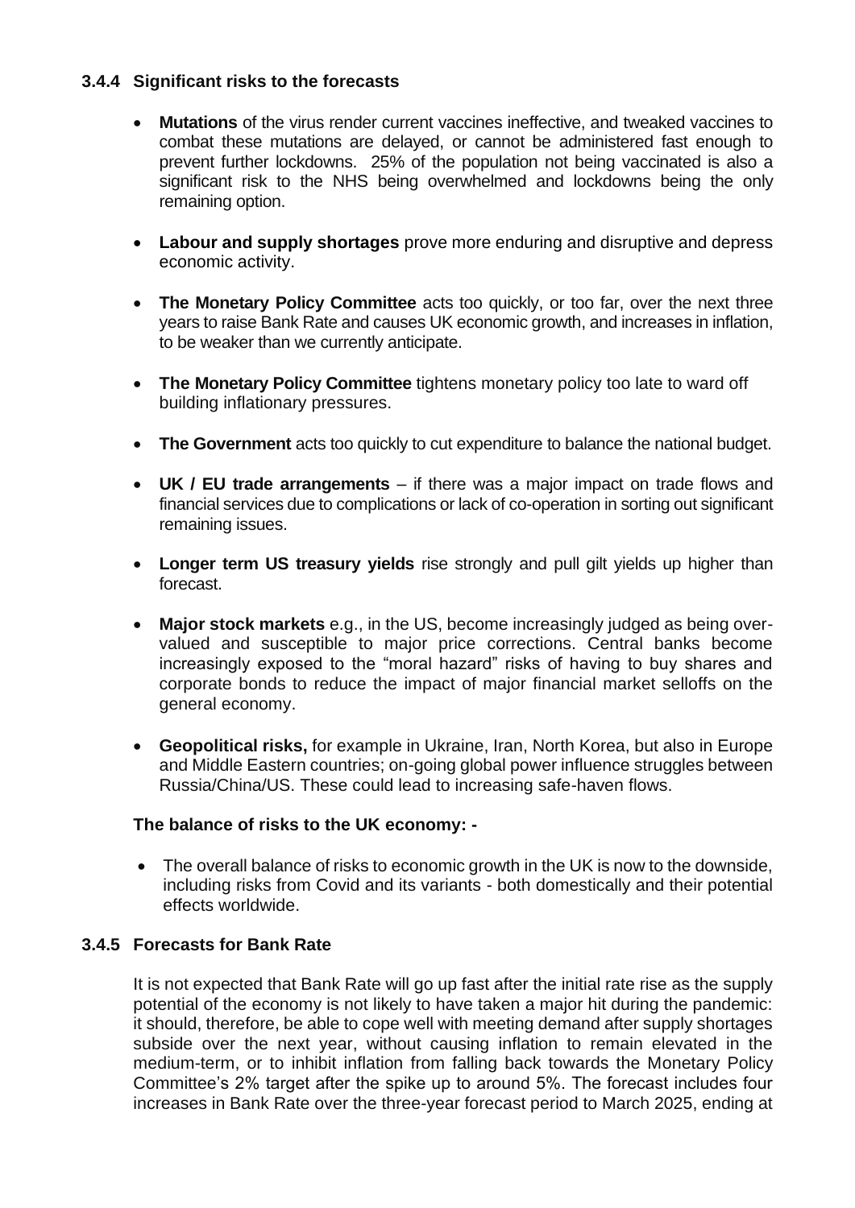### 3.4.4 Significant risks to the forecasts

- **Mutations** of the virus render current vaccines ineffective, and tweaked vaccines to combat these mutations are delayed, or cannot be administered fast enough to prevent further lockdowns. 25% of the population not being vaccinated is also a significant risk to the NHS being overwhelmed and lockdowns being the only remaining option.
- **Labour and supply shortages** prove more enduring and disruptive and depress economic activity.
- **The Monetary Policy Committee** acts too quickly, or too far, over the next three years to raise Bank Rate and causes UK economic growth, and increases in inflation, to be weaker than we currently anticipate.
- **The Monetary Policy Committee** tightens monetary policy too late to ward off building inflationary pressures.
- **The Government** acts too quickly to cut expenditure to balance the national budget.
- **UK / EU trade arrangements** – if there was a major impact on trade flows and financial services due to complications or lack of co-operation in sorting out significant remaining issues.
- **Longer term US treasury yields** rise strongly and pull gilt yields up higher than forecast.
- **Major stock markets** e.g., in the US, become increasingly judged as being over-valued and susceptible to major price corrections. Central banks become increasingly exposed to the "moral hazard" risks of having to buy shares and corporate bonds to reduce the impact of major financial market selloffs on the general economy.
- **Geopolitical risks,** for example in Ukraine, Iran, North Korea, but also in Europe and Middle Eastern countries; on-going global power influence struggles between Russia/China/US. These could lead to increasing safe-haven flows.

**The balance of risks to the UK economy: -**

- The overall balance of risks to economic growth in the UK is now to the downside, including risks from Covid and its variants - both domestically and their potential effects worldwide.

### 3.4.5 Forecasts for Bank Rate

It is not expected that Bank Rate will go up fast after the initial rate rise as the supply potential of the economy is not likely to have taken a major hit during the pandemic: it should, therefore, be able to cope well with meeting demand after supply shortages subside over the next year, without causing inflation to remain elevated in the medium-term, or to inhibit inflation from falling back towards the Monetary Policy Committee's 2% target after the spike up to around 5%. The forecast includes four increases in Bank Rate over the three-year forecast period to March 2025, ending at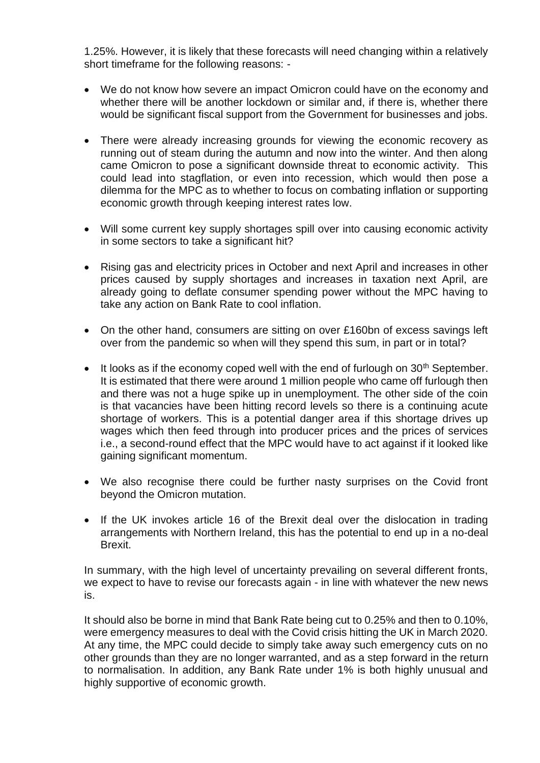1.25%. However, it is likely that these forecasts will need changing within a relatively short timeframe for the following reasons: -

- We do not know how severe an impact Omicron could have on the economy and whether there will be another lockdown or similar and, if there is, whether there would be significant fiscal support from the Government for businesses and jobs.

- There were already increasing grounds for viewing the economic recovery as running out of steam during the autumn and now into the winter. And then along came Omicron to pose a significant downside threat to economic activity. This could lead into stagflation, or even into recession, which would then pose a dilemma for the MPC as to whether to focus on combating inflation or supporting economic growth through keeping interest rates low.

- Will some current key supply shortages spill over into causing economic activity in some sectors to take a significant hit?

- Rising gas and electricity prices in October and next April and increases in other prices caused by supply shortages and increases in taxation next April, are already going to deflate consumer spending power without the MPC having to take any action on Bank Rate to cool inflation.

- On the other hand, consumers are sitting on over £160bn of excess savings left over from the pandemic so when will they spend this sum, in part or in total?

- It looks as if the economy coped well with the end of furlough on 30th September. It is estimated that there were around 1 million people who came off furlough then and there was not a huge spike up in unemployment. The other side of the coin is that vacancies have been hitting record levels so there is a continuing acute shortage of workers. This is a potential danger area if this shortage drives up wages which then feed through into producer prices and the prices of services i.e., a second-round effect that the MPC would have to act against if it looked like gaining significant momentum.

- We also recognise there could be further nasty surprises on the Covid front beyond the Omicron mutation.

- If the UK invokes article 16 of the Brexit deal over the dislocation in trading arrangements with Northern Ireland, this has the potential to end up in a no-deal Brexit.

In summary, with the high level of uncertainty prevailing on several different fronts, we expect to have to revise our forecasts again - in line with whatever the new news is.

It should also be borne in mind that Bank Rate being cut to 0.25% and then to 0.10%, were emergency measures to deal with the Covid crisis hitting the UK in March 2020. At any time, the MPC could decide to simply take away such emergency cuts on no other grounds than they are no longer warranted, and as a step forward in the return to normalisation. In addition, any Bank Rate under 1% is both highly unusual and highly supportive of economic growth.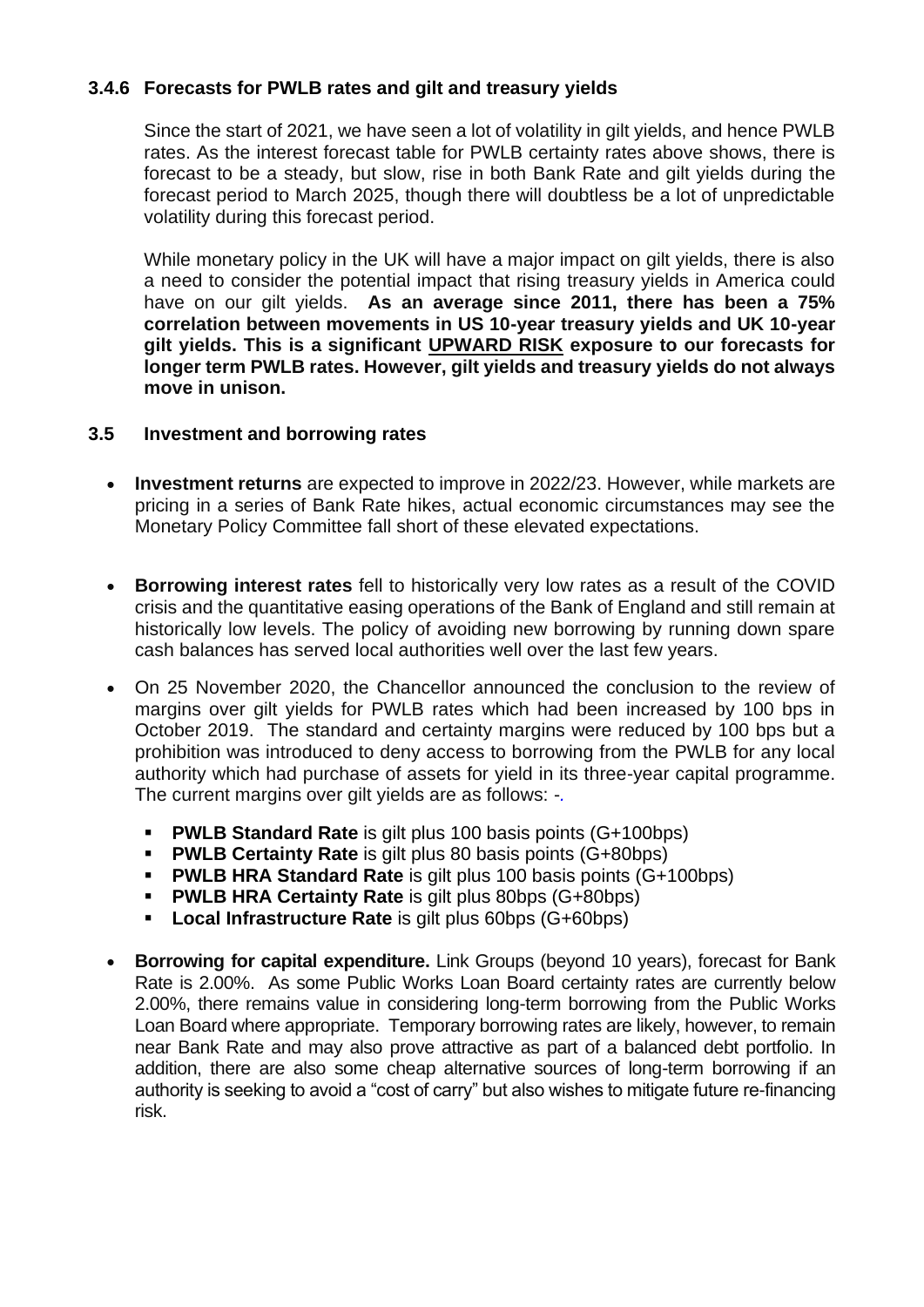### 3.4.6 Forecasts for PWLB rates and gilt and treasury yields

Since the start of 2021, we have seen a lot of volatility in gilt yields, and hence PWLB rates. As the interest forecast table for PWLB certainty rates above shows, there is forecast to be a steady, but slow, rise in both Bank Rate and gilt yields during the forecast period to March 2025, though there will doubtless be a lot of unpredictable volatility during this forecast period.

While monetary policy in the UK will have a major impact on gilt yields, there is also a need to consider the potential impact that rising treasury yields in America could have on our gilt yields. **As an average since 2011, there has been a 75% correlation between movements in US 10-year treasury yields and UK 10-year gilt yields. This is a significant <u>UPWARD RISK</u> exposure to our forecasts for longer term PWLB rates. However, gilt yields and treasury yields do not always move in unison.**

### 3.5 Investment and borrowing rates

- **Investment returns** are expected to improve in 2022/23. However, while markets are pricing in a series of Bank Rate hikes, actual economic circumstances may see the Monetary Policy Committee fall short of these elevated expectations.

- **Borrowing interest rates** fell to historically very low rates as a result of the COVID crisis and the quantitative easing operations of the Bank of England and still remain at historically low levels. The policy of avoiding new borrowing by running down spare cash balances has served local authorities well over the last few years.

- On 25 November 2020, the Chancellor announced the conclusion to the review of margins over gilt yields for PWLB rates which had been increased by 100 bps in October 2019. The standard and certainty margins were reduced by 100 bps but a prohibition was introduced to deny access to borrowing from the PWLB for any local authority which had purchase of assets for yield in its three-year capital programme. The current margins over gilt yields are as follows: -.
  - **PWLB Standard Rate** is gilt plus 100 basis points (G+100bps)
  - **PWLB Certainty Rate** is gilt plus 80 basis points (G+80bps)
  - **PWLB HRA Standard Rate** is gilt plus 100 basis points (G+100bps)
  - **PWLB HRA Certainty Rate** is gilt plus 80bps (G+80bps)
  - **Local Infrastructure Rate** is gilt plus 60bps (G+60bps)

- **Borrowing for capital expenditure.** Link Groups (beyond 10 years), forecast for Bank Rate is 2.00%. As some Public Works Loan Board certainty rates are currently below 2.00%, there remains value in considering long-term borrowing from the Public Works Loan Board where appropriate. Temporary borrowing rates are likely, however, to remain near Bank Rate and may also prove attractive as part of a balanced debt portfolio. In addition, there are also some cheap alternative sources of long-term borrowing if an authority is seeking to avoid a "cost of carry" but also wishes to mitigate future re-financing risk.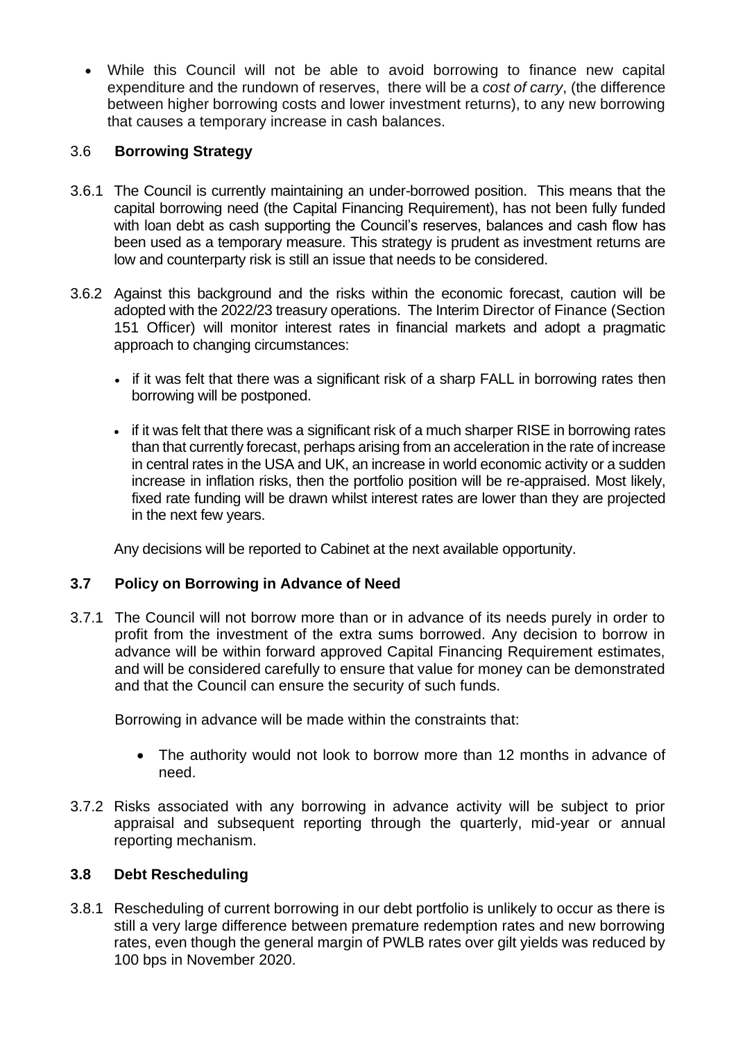- While this Council will not be able to avoid borrowing to finance new capital expenditure and the rundown of reserves, there will be a *cost of carry*, (the difference between higher borrowing costs and lower investment returns), to any new borrowing that causes a temporary increase in cash balances.

### 3.6 Borrowing Strategy

3.6.1 The Council is currently maintaining an under-borrowed position. This means that the capital borrowing need (the Capital Financing Requirement), has not been fully funded with loan debt as cash supporting the Council's reserves, balances and cash flow has been used as a temporary measure. This strategy is prudent as investment returns are low and counterparty risk is still an issue that needs to be considered.

3.6.2 Against this background and the risks within the economic forecast, caution will be adopted with the 2022/23 treasury operations. The Interim Director of Finance (Section 151 Officer) will monitor interest rates in financial markets and adopt a pragmatic approach to changing circumstances:

- if it was felt that there was a significant risk of a sharp FALL in borrowing rates then borrowing will be postponed.
- if it was felt that there was a significant risk of a much sharper RISE in borrowing rates than that currently forecast, perhaps arising from an acceleration in the rate of increase in central rates in the USA and UK, an increase in world economic activity or a sudden increase in inflation risks, then the portfolio position will be re-appraised. Most likely, fixed rate funding will be drawn whilst interest rates are lower than they are projected in the next few years.

Any decisions will be reported to Cabinet at the next available opportunity.

### 3.7 Policy on Borrowing in Advance of Need

3.7.1 The Council will not borrow more than or in advance of its needs purely in order to profit from the investment of the extra sums borrowed. Any decision to borrow in advance will be within forward approved Capital Financing Requirement estimates, and will be considered carefully to ensure that value for money can be demonstrated and that the Council can ensure the security of such funds.

Borrowing in advance will be made within the constraints that:

- The authority would not look to borrow more than 12 months in advance of need.

3.7.2 Risks associated with any borrowing in advance activity will be subject to prior appraisal and subsequent reporting through the quarterly, mid-year or annual reporting mechanism.

### 3.8 Debt Rescheduling

3.8.1 Rescheduling of current borrowing in our debt portfolio is unlikely to occur as there is still a very large difference between premature redemption rates and new borrowing rates, even though the general margin of PWLB rates over gilt yields was reduced by 100 bps in November 2020.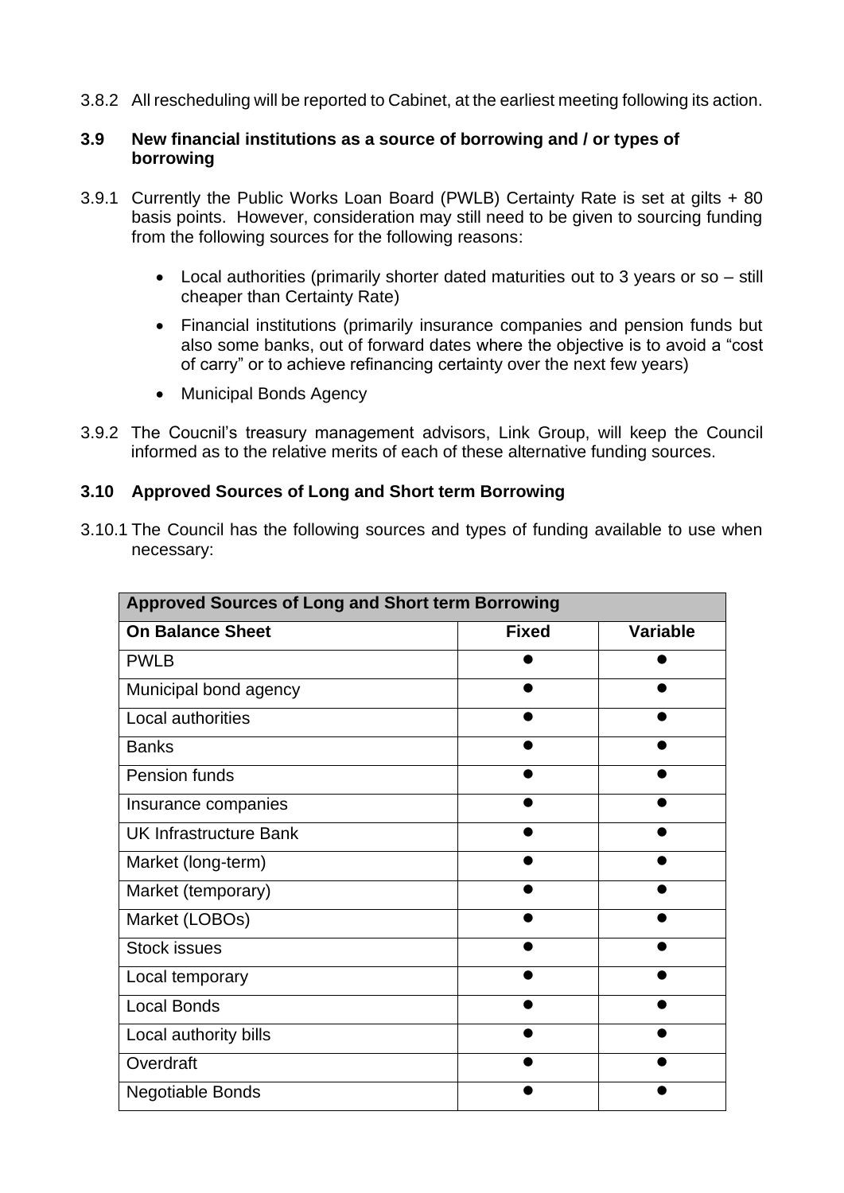3.8.2 All rescheduling will be reported to Cabinet, at the earliest meeting following its action.

### 3.9 New financial institutions as a source of borrowing and / or types of borrowing

3.9.1 Currently the Public Works Loan Board (PWLB) Certainty Rate is set at gilts + 80 basis points. However, consideration may still need to be given to sourcing funding from the following sources for the following reasons:

- Local authorities (primarily shorter dated maturities out to 3 years or so – still cheaper than Certainty Rate)
- Financial institutions (primarily insurance companies and pension funds but also some banks, out of forward dates where the objective is to avoid a "cost of carry" or to achieve refinancing certainty over the next few years)
- Municipal Bonds Agency

3.9.2 The Coucnil's treasury management advisors, Link Group, will keep the Council informed as to the relative merits of each of these alternative funding sources.

### 3.10 Approved Sources of Long and Short term Borrowing

3.10.1 The Council has the following sources and types of funding available to use when necessary:

| Approved Sources of Long and Short term Borrowing | | |
|---|---|---|
| **On Balance Sheet** | **Fixed** | **Variable** |
| PWLB | ● | ● |
| Municipal bond agency | ● | ● |
| Local authorities | ● | ● |
| Banks | ● | ● |
| Pension funds | ● | ● |
| Insurance companies | ● | ● |
| UK Infrastructure Bank | ● | ● |
| Market (long-term) | ● | ● |
| Market (temporary) | ● | ● |
| Market (LOBOs) | ● | ● |
| Stock issues | ● | ● |
| Local temporary | ● | ● |
| Local Bonds | ● | ● |
| Local authority bills | ● | ● |
| Overdraft | ● | ● |
| Negotiable Bonds | ● | ● |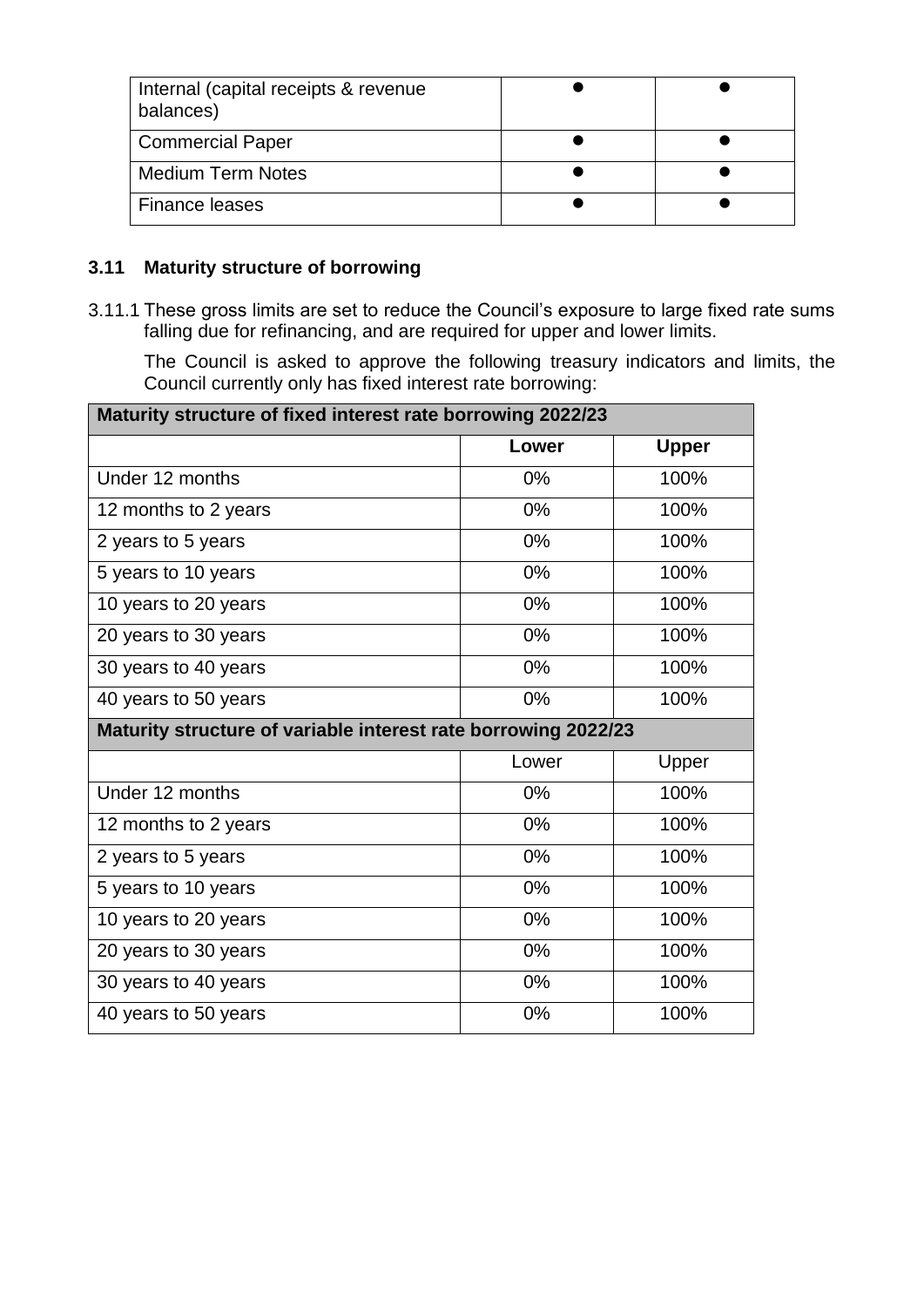| Internal (capital receipts & revenue balances) | ● | ● |
|---|---|---|
| Commercial Paper | ● | ● |
| Medium Term Notes | ● | ● |
| Finance leases | ● | ● |

### 3.11 Maturity structure of borrowing

3.11.1 These gross limits are set to reduce the Council's exposure to large fixed rate sums falling due for refinancing, and are required for upper and lower limits.

The Council is asked to approve the following treasury indicators and limits, the Council currently only has fixed interest rate borrowing:

| **Maturity structure of fixed interest rate borrowing 2022/23** | | |
|---|---|---|
| | **Lower** | **Upper** |
| Under 12 months | 0% | 100% |
| 12 months to 2 years | 0% | 100% |
| 2 years to 5 years | 0% | 100% |
| 5 years to 10 years | 0% | 100% |
| 10 years to 20 years | 0% | 100% |
| 20 years to 30 years | 0% | 100% |
| 30 years to 40 years | 0% | 100% |
| 40 years to 50 years | 0% | 100% |
| **Maturity structure of variable interest rate borrowing 2022/23** | | |
| | Lower | Upper |
| Under 12 months | 0% | 100% |
| 12 months to 2 years | 0% | 100% |
| 2 years to 5 years | 0% | 100% |
| 5 years to 10 years | 0% | 100% |
| 10 years to 20 years | 0% | 100% |
| 20 years to 30 years | 0% | 100% |
| 30 years to 40 years | 0% | 100% |
| 40 years to 50 years | 0% | 100% |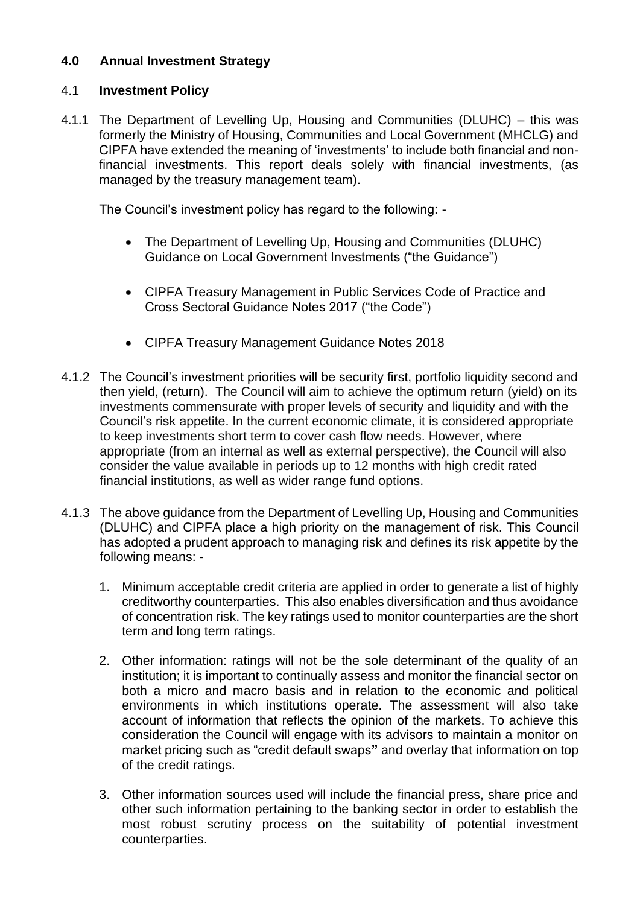## 4.0 Annual Investment Strategy

### 4.1 Investment Policy

4.1.1 The Department of Levelling Up, Housing and Communities (DLUHC) – this was formerly the Ministry of Housing, Communities and Local Government (MHCLG) and CIPFA have extended the meaning of 'investments' to include both financial and non-financial investments. This report deals solely with financial investments, (as managed by the treasury management team).

The Council's investment policy has regard to the following: -

- The Department of Levelling Up, Housing and Communities (DLUHC) Guidance on Local Government Investments ("the Guidance")
- CIPFA Treasury Management in Public Services Code of Practice and Cross Sectoral Guidance Notes 2017 ("the Code")
- CIPFA Treasury Management Guidance Notes 2018

4.1.2 The Council's investment priorities will be security first, portfolio liquidity second and then yield, (return). The Council will aim to achieve the optimum return (yield) on its investments commensurate with proper levels of security and liquidity and with the Council's risk appetite. In the current economic climate, it is considered appropriate to keep investments short term to cover cash flow needs. However, where appropriate (from an internal as well as external perspective), the Council will also consider the value available in periods up to 12 months with high credit rated financial institutions, as well as wider range fund options.

4.1.3 The above guidance from the Department of Levelling Up, Housing and Communities (DLUHC) and CIPFA place a high priority on the management of risk. This Council has adopted a prudent approach to managing risk and defines its risk appetite by the following means: -

1. Minimum acceptable credit criteria are applied in order to generate a list of highly creditworthy counterparties. This also enables diversification and thus avoidance of concentration risk. The key ratings used to monitor counterparties are the short term and long term ratings.

2. Other information: ratings will not be the sole determinant of the quality of an institution; it is important to continually assess and monitor the financial sector on both a micro and macro basis and in relation to the economic and political environments in which institutions operate. The assessment will also take account of information that reflects the opinion of the markets. To achieve this consideration the Council will engage with its advisors to maintain a monitor on market pricing such as "credit default swaps" and overlay that information on top of the credit ratings.

3. Other information sources used will include the financial press, share price and other such information pertaining to the banking sector in order to establish the most robust scrutiny process on the suitability of potential investment counterparties.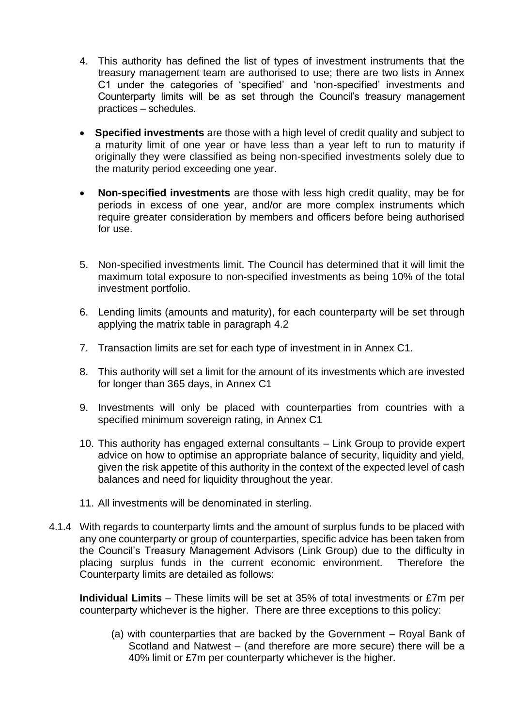4. This authority has defined the list of types of investment instruments that the treasury management team are authorised to use; there are two lists in Annex C1 under the categories of 'specified' and 'non-specified' investments and Counterparty limits will be as set through the Council's treasury management practices – schedules.

- **Specified investments** are those with a high level of credit quality and subject to a maturity limit of one year or have less than a year left to run to maturity if originally they were classified as being non-specified investments solely due to the maturity period exceeding one year.

- **Non-specified investments** are those with less high credit quality, may be for periods in excess of one year, and/or are more complex instruments which require greater consideration by members and officers before being authorised for use.

5. Non-specified investments limit. The Council has determined that it will limit the maximum total exposure to non-specified investments as being 10% of the total investment portfolio.

6. Lending limits (amounts and maturity), for each counterparty will be set through applying the matrix table in paragraph 4.2

7. Transaction limits are set for each type of investment in in Annex C1.

8. This authority will set a limit for the amount of its investments which are invested for longer than 365 days, in Annex C1

9. Investments will only be placed with counterparties from countries with a specified minimum sovereign rating, in Annex C1

10. This authority has engaged external consultants – Link Group to provide expert advice on how to optimise an appropriate balance of security, liquidity and yield, given the risk appetite of this authority in the context of the expected level of cash balances and need for liquidity throughout the year.

11. All investments will be denominated in sterling.

4.1.4 With regards to counterparty limts and the amount of surplus funds to be placed with any one counterparty or group of counterparties, specific advice has been taken from the Council's Treasury Management Advisors (Link Group) due to the difficulty in placing surplus funds in the current economic environment. Therefore the Counterparty limits are detailed as follows:

**Individual Limits** – These limits will be set at 35% of total investments or £7m per counterparty whichever is the higher. There are three exceptions to this policy:

(a) with counterparties that are backed by the Government – Royal Bank of Scotland and Natwest – (and therefore are more secure) there will be a 40% limit or £7m per counterparty whichever is the higher.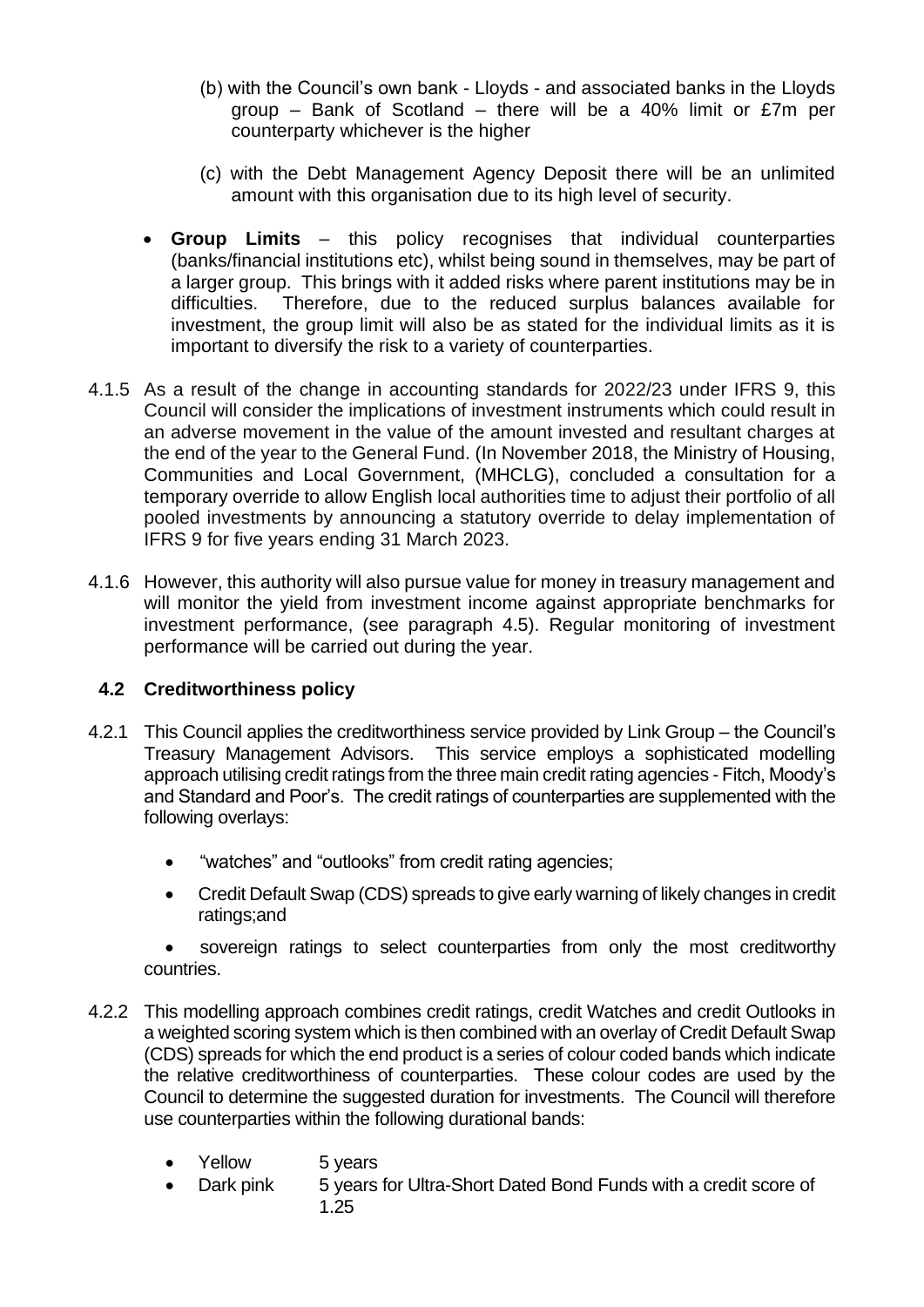(b) with the Council's own bank - Lloyds - and associated banks in the Lloyds group – Bank of Scotland – there will be a 40% limit or £7m per counterparty whichever is the higher

(c) with the Debt Management Agency Deposit there will be an unlimited amount with this organisation due to its high level of security.

- **Group Limits** – this policy recognises that individual counterparties (banks/financial institutions etc), whilst being sound in themselves, may be part of a larger group. This brings with it added risks where parent institutions may be in difficulties. Therefore, due to the reduced surplus balances available for investment, the group limit will also be as stated for the individual limits as it is important to diversify the risk to a variety of counterparties.

4.1.5 As a result of the change in accounting standards for 2022/23 under IFRS 9, this Council will consider the implications of investment instruments which could result in an adverse movement in the value of the amount invested and resultant charges at the end of the year to the General Fund. (In November 2018, the Ministry of Housing, Communities and Local Government, (MHCLG), concluded a consultation for a temporary override to allow English local authorities time to adjust their portfolio of all pooled investments by announcing a statutory override to delay implementation of IFRS 9 for five years ending 31 March 2023.

4.1.6 However, this authority will also pursue value for money in treasury management and will monitor the yield from investment income against appropriate benchmarks for investment performance, (see paragraph 4.5). Regular monitoring of investment performance will be carried out during the year.

## 4.2 Creditworthiness policy

4.2.1 This Council applies the creditworthiness service provided by Link Group – the Council's Treasury Management Advisors. This service employs a sophisticated modelling approach utilising credit ratings from the three main credit rating agencies - Fitch, Moody's and Standard and Poor's. The credit ratings of counterparties are supplemented with the following overlays:

- "watches" and "outlooks" from credit rating agencies;
- Credit Default Swap (CDS) spreads to give early warning of likely changes in credit ratings;and
- sovereign ratings to select counterparties from only the most creditworthy countries.

4.2.2 This modelling approach combines credit ratings, credit Watches and credit Outlooks in a weighted scoring system which is then combined with an overlay of Credit Default Swap (CDS) spreads for which the end product is a series of colour coded bands which indicate the relative creditworthiness of counterparties. These colour codes are used by the Council to determine the suggested duration for investments. The Council will therefore use counterparties within the following durational bands:

- Yellow 5 years
- Dark pink 5 years for Ultra-Short Dated Bond Funds with a credit score of 1.25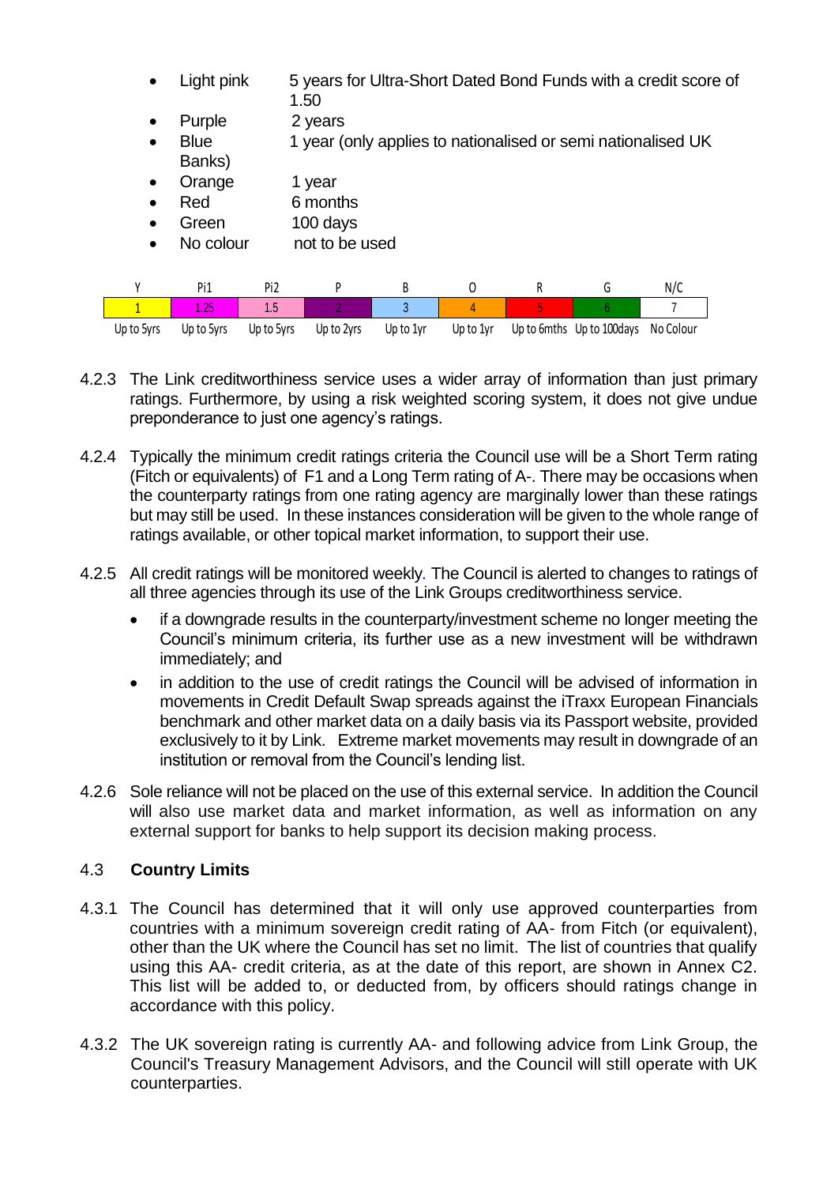- Light pink 5 years for Ultra-Short Dated Bond Funds with a credit score of 1.50
- Purple 2 years
- Blue 1 year (only applies to nationalised or semi nationalised UK Banks)
- Orange 1 year
- Red 6 months
- Green 100 days
- No colour not to be used

| Y | Pi1 | Pi2 | P | B | O | R | G | N/C |
|---|---|---|---|---|---|---|---|---|
| 1 | 1.25 | 1.5 | 2 | 3 | 4 | 5 | 6 | 7 |
| Up to 5yrs | Up to 5yrs | Up to 5yrs | Up to 2yrs | Up to 1yr | Up to 1yr | Up to 6mths | Up to 100days | No Colour |

4.2.3 The Link creditworthiness service uses a wider array of information than just primary ratings. Furthermore, by using a risk weighted scoring system, it does not give undue preponderance to just one agency's ratings.

4.2.4 Typically the minimum credit ratings criteria the Council use will be a Short Term rating (Fitch or equivalents) of F1 and a Long Term rating of A-. There may be occasions when the counterparty ratings from one rating agency are marginally lower than these ratings but may still be used. In these instances consideration will be given to the whole range of ratings available, or other topical market information, to support their use.

4.2.5 All credit ratings will be monitored weekly. The Council is alerted to changes to ratings of all three agencies through its use of the Link Groups creditworthiness service.

- if a downgrade results in the counterparty/investment scheme no longer meeting the Council's minimum criteria, its further use as a new investment will be withdrawn immediately; and
- in addition to the use of credit ratings the Council will be advised of information in movements in Credit Default Swap spreads against the iTraxx European Financials benchmark and other market data on a daily basis via its Passport website, provided exclusively to it by Link. Extreme market movements may result in downgrade of an institution or removal from the Council's lending list.

4.2.6 Sole reliance will not be placed on the use of this external service. In addition the Council will also use market data and market information, as well as information on any external support for banks to help support its decision making process.

### 4.3 Country Limits

4.3.1 The Council has determined that it will only use approved counterparties from countries with a minimum sovereign credit rating of AA- from Fitch (or equivalent), other than the UK where the Council has set no limit. The list of countries that qualify using this AA- credit criteria, as at the date of this report, are shown in Annex C2. This list will be added to, or deducted from, by officers should ratings change in accordance with this policy.

4.3.2 The UK sovereign rating is currently AA- and following advice from Link Group, the Council's Treasury Management Advisors, and the Council will still operate with UK counterparties.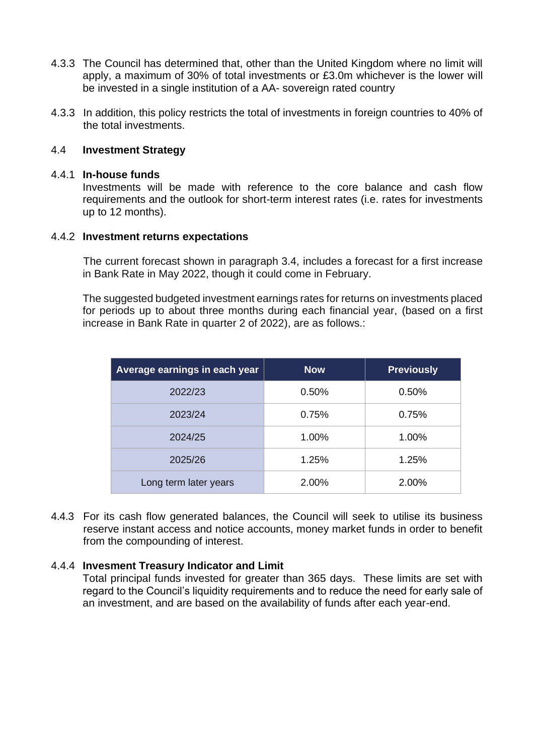4.3.3 The Council has determined that, other than the United Kingdom where no limit will apply, a maximum of 30% of total investments or £3.0m whichever is the lower will be invested in a single institution of a AA- sovereign rated country

4.3.3 In addition, this policy restricts the total of investments in foreign countries to 40% of the total investments.

### 4.4 Investment Strategy

#### 4.4.1 In-house funds

Investments will be made with reference to the core balance and cash flow requirements and the outlook for short-term interest rates (i.e. rates for investments up to 12 months).

#### 4.4.2 Investment returns expectations

The current forecast shown in paragraph 3.4, includes a forecast for a first increase in Bank Rate in May 2022, though it could come in February.

The suggested budgeted investment earnings rates for returns on investments placed for periods up to about three months during each financial year, (based on a first increase in Bank Rate in quarter 2 of 2022), are as follows.:

| Average earnings in each year | Now | Previously |
|---|---|---|
| 2022/23 | 0.50% | 0.50% |
| 2023/24 | 0.75% | 0.75% |
| 2024/25 | 1.00% | 1.00% |
| 2025/26 | 1.25% | 1.25% |
| Long term later years | 2.00% | 2.00% |

4.4.3 For its cash flow generated balances, the Council will seek to utilise its business reserve instant access and notice accounts, money market funds in order to benefit from the compounding of interest.

#### 4.4.4 Invesment Treasury Indicator and Limit

Total principal funds invested for greater than 365 days. These limits are set with regard to the Council's liquidity requirements and to reduce the need for early sale of an investment, and are based on the availability of funds after each year-end.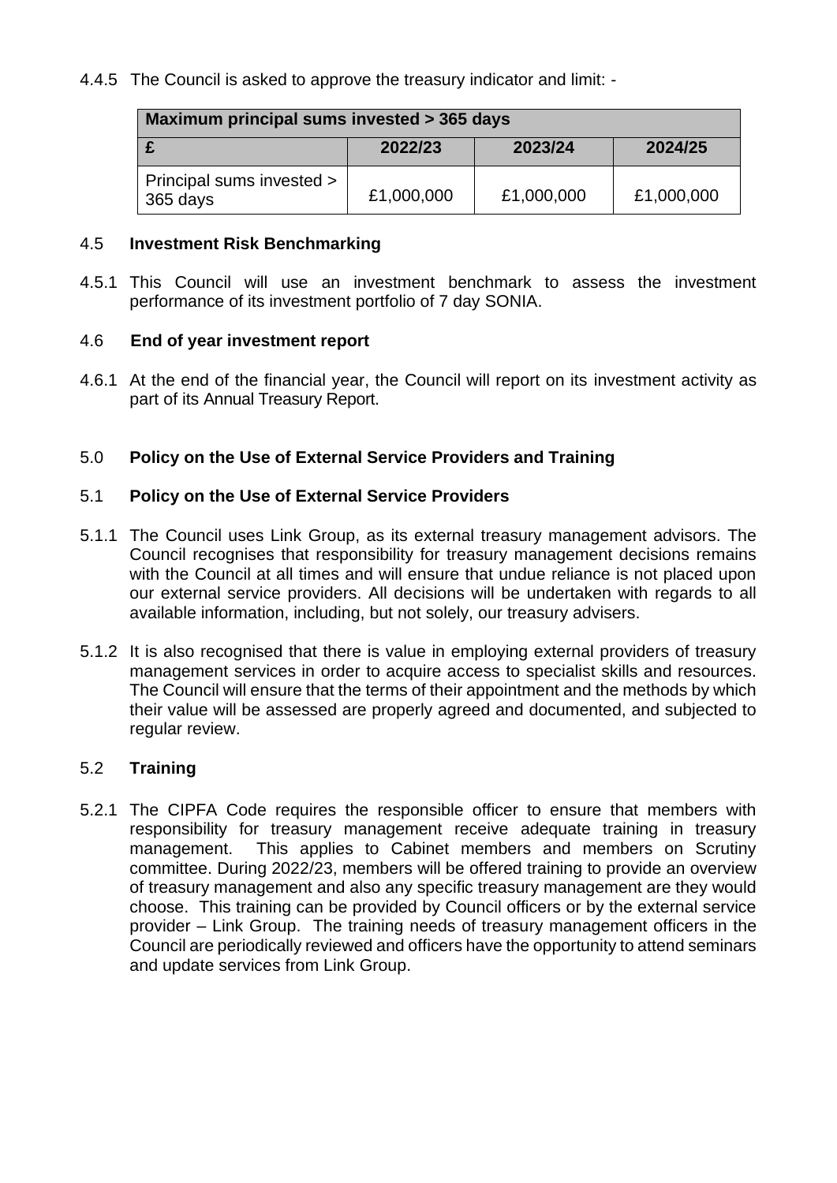4.4.5 The Council is asked to approve the treasury indicator and limit: -

| Maximum principal sums invested > 365 days | | | |
|---|---|---|---|
| £ | 2022/23 | 2023/24 | 2024/25 |
| Principal sums invested > 365 days | £1,000,000 | £1,000,000 | £1,000,000 |

### 4.5 Investment Risk Benchmarking

4.5.1 This Council will use an investment benchmark to assess the investment performance of its investment portfolio of 7 day SONIA.

### 4.6 End of year investment report

4.6.1 At the end of the financial year, the Council will report on its investment activity as part of its Annual Treasury Report.

## 5.0 Policy on the Use of External Service Providers and Training

### 5.1 Policy on the Use of External Service Providers

5.1.1 The Council uses Link Group, as its external treasury management advisors. The Council recognises that responsibility for treasury management decisions remains with the Council at all times and will ensure that undue reliance is not placed upon our external service providers. All decisions will be undertaken with regards to all available information, including, but not solely, our treasury advisers.

5.1.2 It is also recognised that there is value in employing external providers of treasury management services in order to acquire access to specialist skills and resources. The Council will ensure that the terms of their appointment and the methods by which their value will be assessed are properly agreed and documented, and subjected to regular review.

### 5.2 Training

5.2.1 The CIPFA Code requires the responsible officer to ensure that members with responsibility for treasury management receive adequate training in treasury management. This applies to Cabinet members and members on Scrutiny committee. During 2022/23, members will be offered training to provide an overview of treasury management and also any specific treasury management are they would choose. This training can be provided by Council officers or by the external service provider – Link Group. The training needs of treasury management officers in the Council are periodically reviewed and officers have the opportunity to attend seminars and update services from Link Group.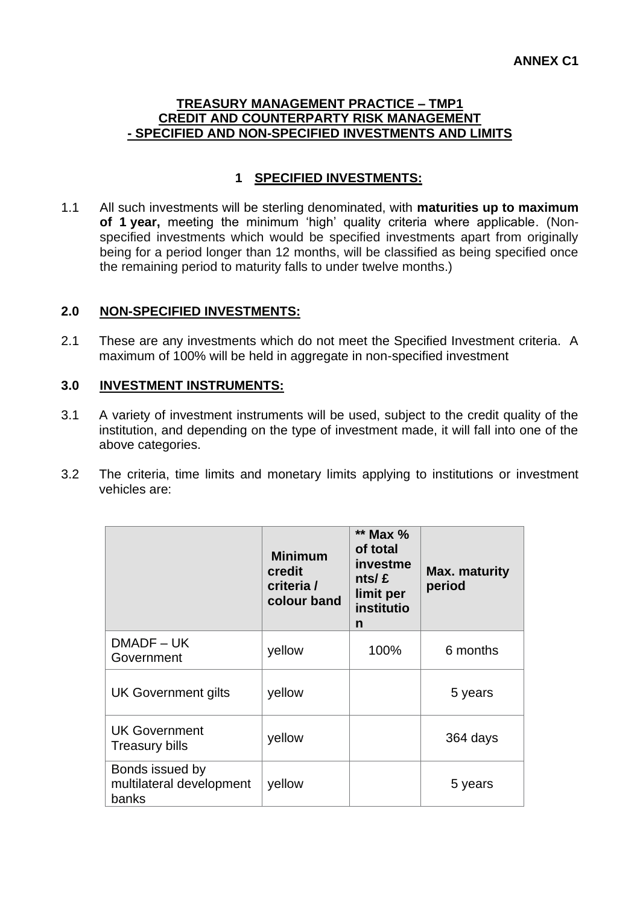**ANNEX C1**

## TREASURY MANAGEMENT PRACTICE – TMP1 CREDIT AND COUNTERPARTY RISK MANAGEMENT - SPECIFIED AND NON-SPECIFIED INVESTMENTS AND LIMITS

### 1 SPECIFIED INVESTMENTS:

1.1 All such investments will be sterling denominated, with **maturities up to maximum of 1 year,** meeting the minimum 'high' quality criteria where applicable. (Non-specified investments which would be specified investments apart from originally being for a period longer than 12 months, will be classified as being specified once the remaining period to maturity falls to under twelve months.)

### 2.0 NON-SPECIFIED INVESTMENTS:

2.1 These are any investments which do not meet the Specified Investment criteria. A maximum of 100% will be held in aggregate in non-specified investment

### 3.0 INVESTMENT INSTRUMENTS:

3.1 A variety of investment instruments will be used, subject to the credit quality of the institution, and depending on the type of investment made, it will fall into one of the above categories.

3.2 The criteria, time limits and monetary limits applying to institutions or investment vehicles are:

| | Minimum credit criteria / colour band | ** Max % of total investments/ £ limit per institution | Max. maturity period |
|---|---|---|---|
| DMADF – UK Government | yellow | 100% | 6 months |
| UK Government gilts | yellow | | 5 years |
| UK Government Treasury bills | yellow | | 364 days |
| Bonds issued by multilateral development banks | yellow | | 5 years |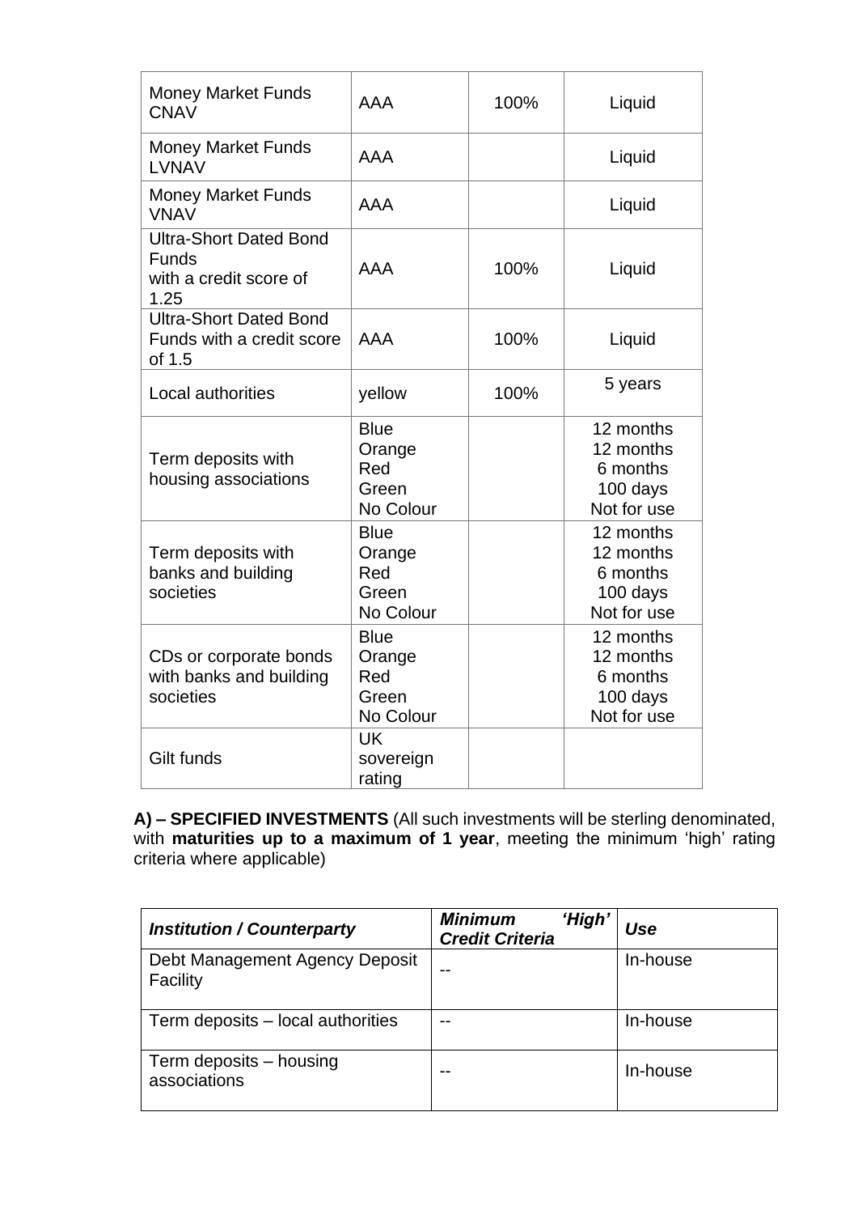| | | | |
|---|---|---|---|
| Money Market Funds CNAV | AAA | 100% | Liquid |
| Money Market Funds LVNAV | AAA | | Liquid |
| Money Market Funds VNAV | AAA | | Liquid |
| Ultra-Short Dated Bond Funds with a credit score of 1.25 | AAA | 100% | Liquid |
| Ultra-Short Dated Bond Funds with a credit score of 1.5 | AAA | 100% | Liquid |
| Local authorities | yellow | 100% | 5 years |
| Term deposits with housing associations | Blue<br>Orange<br>Red<br>Green<br>No Colour | | 12 months<br>12 months<br>6 months<br>100 days<br>Not for use |
| Term deposits with banks and building societies | Blue<br>Orange<br>Red<br>Green<br>No Colour | | 12 months<br>12 months<br>6 months<br>100 days<br>Not for use |
| CDs or corporate bonds with banks and building societies | Blue<br>Orange<br>Red<br>Green<br>No Colour | | 12 months<br>12 months<br>6 months<br>100 days<br>Not for use |
| Gilt funds | UK sovereign rating | | |

**A) – SPECIFIED INVESTMENTS** (All such investments will be sterling denominated, with **maturities up to a maximum of 1 year**, meeting the minimum 'high' rating criteria where applicable)

| *Institution / Counterparty* | *Minimum 'High' Credit Criteria* | *Use* |
|---|---|---|
| Debt Management Agency Deposit Facility | -- | In-house |
| Term deposits – local authorities | -- | In-house |
| Term deposits – housing associations | -- | In-house |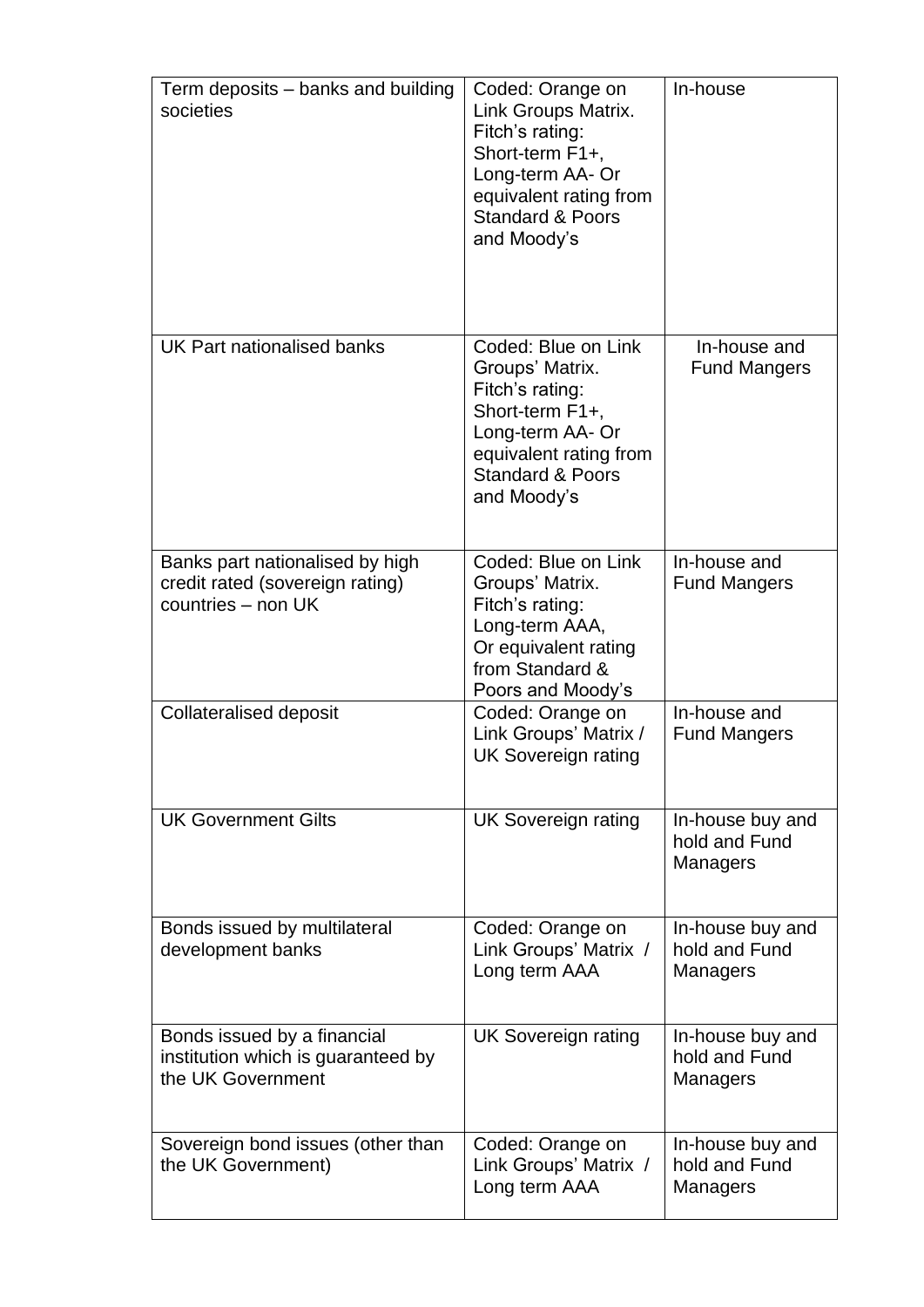| Term deposits – banks and building societies | Coded: Orange on Link Groups Matrix. Fitch's rating: Short-term F1+, Long-term AA- Or equivalent rating from Standard & Poors and Moody's | In-house |
|---|---|---|
| UK Part nationalised banks | Coded: Blue on Link Groups' Matrix. Fitch's rating: Short-term F1+, Long-term AA- Or equivalent rating from Standard & Poors and Moody's | In-house and Fund Mangers |
| Banks part nationalised by high credit rated (sovereign rating) countries – non UK | Coded: Blue on Link Groups' Matrix. Fitch's rating: Long-term AAA, Or equivalent rating from Standard & Poors and Moody's | In-house and Fund Mangers |
| Collateralised deposit | Coded: Orange on Link Groups' Matrix / UK Sovereign rating | In-house and Fund Mangers |
| UK Government Gilts | UK Sovereign rating | In-house buy and hold and Fund Managers |
| Bonds issued by multilateral development banks | Coded: Orange on Link Groups' Matrix / Long term AAA | In-house buy and hold and Fund Managers |
| Bonds issued by a financial institution which is guaranteed by the UK Government | UK Sovereign rating | In-house buy and hold and Fund Managers |
| Sovereign bond issues (other than the UK Government) | Coded: Orange on Link Groups' Matrix / Long term AAA | In-house buy and hold and Fund Managers |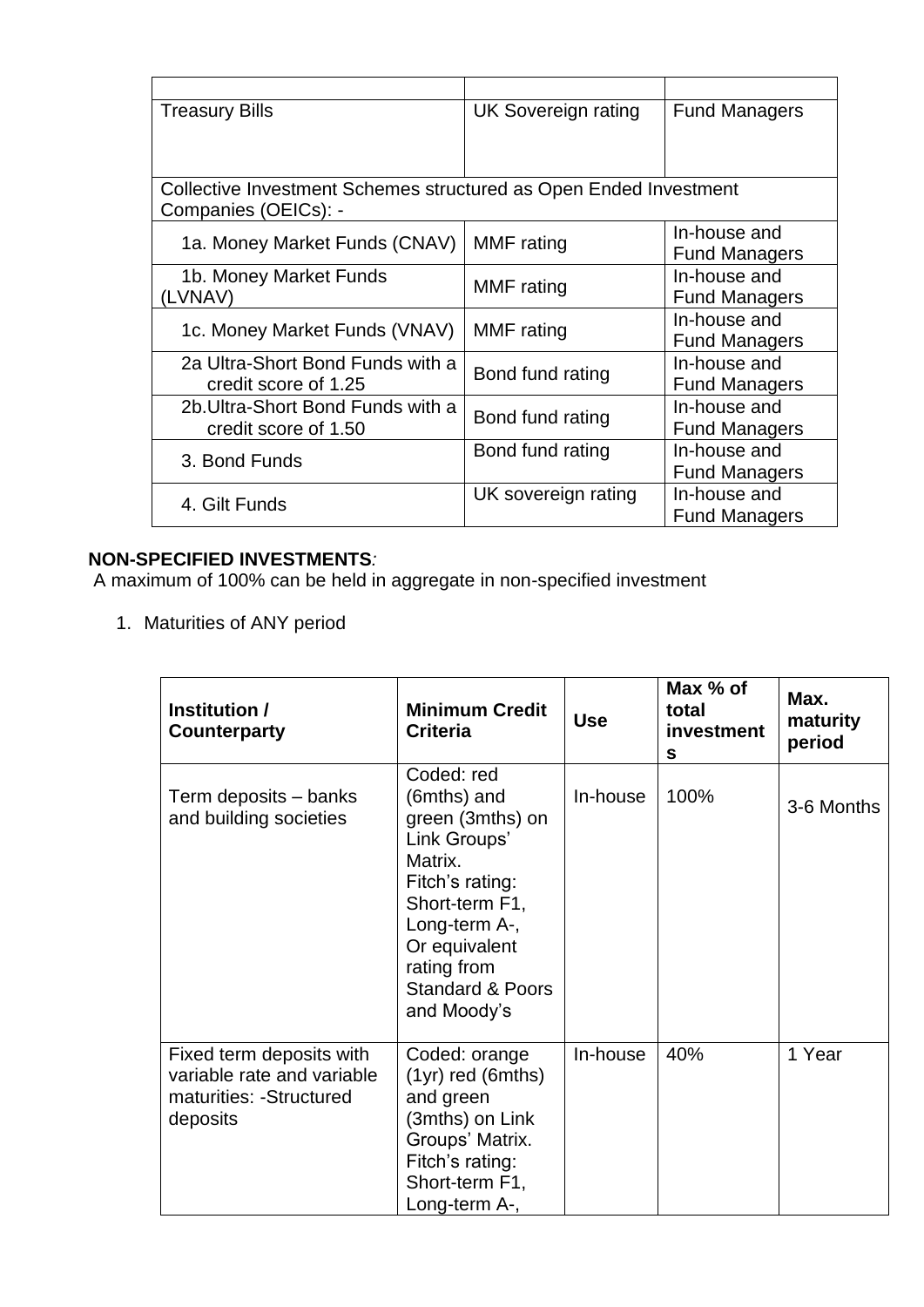| | | |
|---|---|---|
| Treasury Bills | UK Sovereign rating | Fund Managers |
| Collective Investment Schemes structured as Open Ended Investment Companies (OEICs): - | | |
| 1a. Money Market Funds (CNAV) | MMF rating | In-house and Fund Managers |
| 1b. Money Market Funds (LVNAV) | MMF rating | In-house and Fund Managers |
| 1c. Money Market Funds (VNAV) | MMF rating | In-house and Fund Managers |
| 2a Ultra-Short Bond Funds with a credit score of 1.25 | Bond fund rating | In-house and Fund Managers |
| 2b.Ultra-Short Bond Funds with a credit score of 1.50 | Bond fund rating | In-house and Fund Managers |
| 3. Bond Funds | Bond fund rating | In-house and Fund Managers |
| 4. Gilt Funds | UK sovereign rating | In-house and Fund Managers |

**NON-SPECIFIED INVESTMENTS***:*
A maximum of 100% can be held in aggregate in non-specified investment

1. Maturities of ANY period

| Institution / Counterparty | Minimum Credit Criteria | Use | Max % of total investments | Max. maturity period |
|---|---|---|---|---|
| Term deposits – banks and building societies | Coded: red (6mths) and green (3mths) on Link Groups' Matrix. Fitch's rating: Short-term F1, Long-term A-, Or equivalent rating from Standard & Poors and Moody's | In-house | 100% | 3-6 Months |
| Fixed term deposits with variable rate and variable maturities: -Structured deposits | Coded: orange (1yr) red (6mths) and green (3mths) on Link Groups' Matrix. Fitch's rating: Short-term F1, Long-term A-, | In-house | 40% | 1 Year |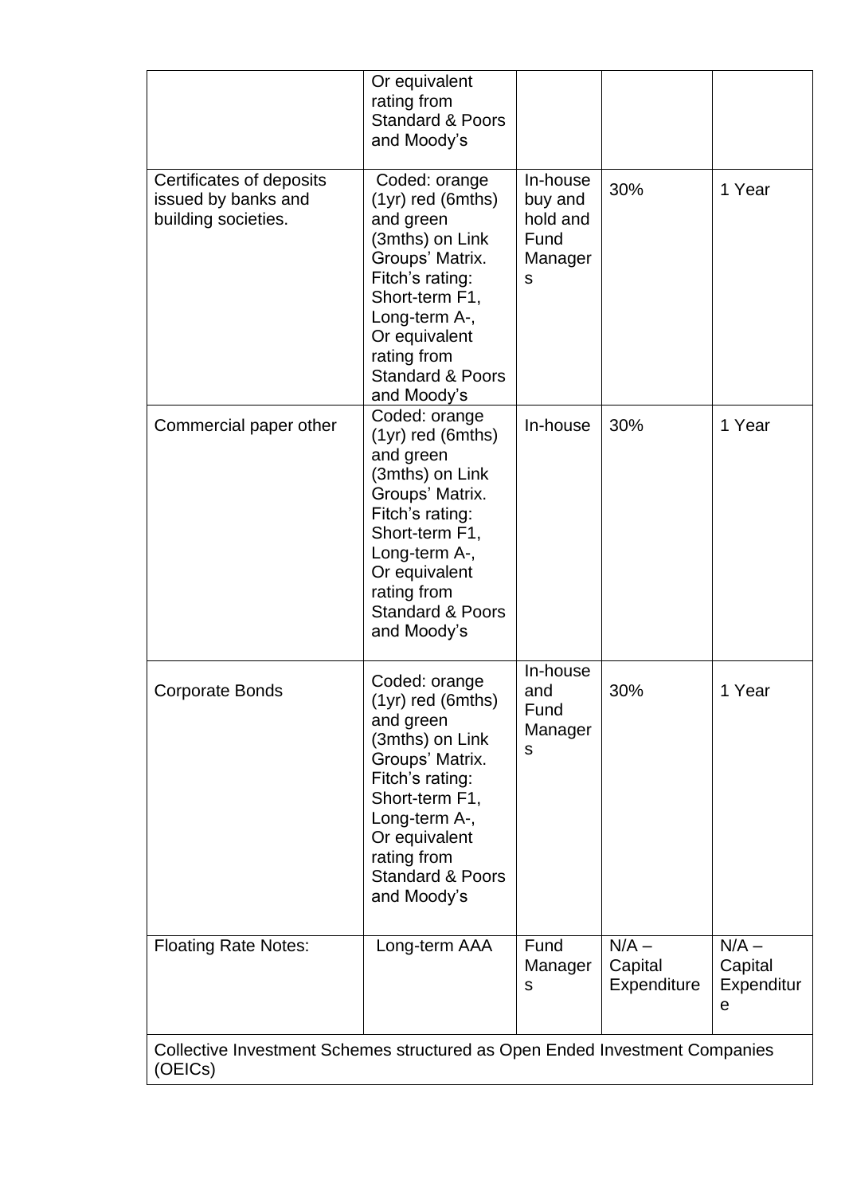|  |  |  |  |  |
|---|---|---|---|---|
|  | Or equivalent rating from Standard & Poors and Moody's |  |  |  |
| Certificates of deposits issued by banks and building societies. | Coded: orange (1yr) red (6mths) and green (3mths) on Link Groups' Matrix. Fitch's rating: Short-term F1, Long-term A-, Or equivalent rating from Standard & Poors and Moody's | In-house buy and hold and Fund Managers | 30% | 1 Year |
| Commercial paper other | Coded: orange (1yr) red (6mths) and green (3mths) on Link Groups' Matrix. Fitch's rating: Short-term F1, Long-term A-, Or equivalent rating from Standard & Poors and Moody's | In-house | 30% | 1 Year |
| Corporate Bonds | Coded: orange (1yr) red (6mths) and green (3mths) on Link Groups' Matrix. Fitch's rating: Short-term F1, Long-term A-, Or equivalent rating from Standard & Poors and Moody's | In-house and Fund Managers | 30% | 1 Year |
| Floating Rate Notes: | Long-term AAA | Fund Managers | N/A – Capital Expenditure | N/A – Capital Expenditure |
| Collective Investment Schemes structured as Open Ended Investment Companies (OEICs) |  |  |  |  |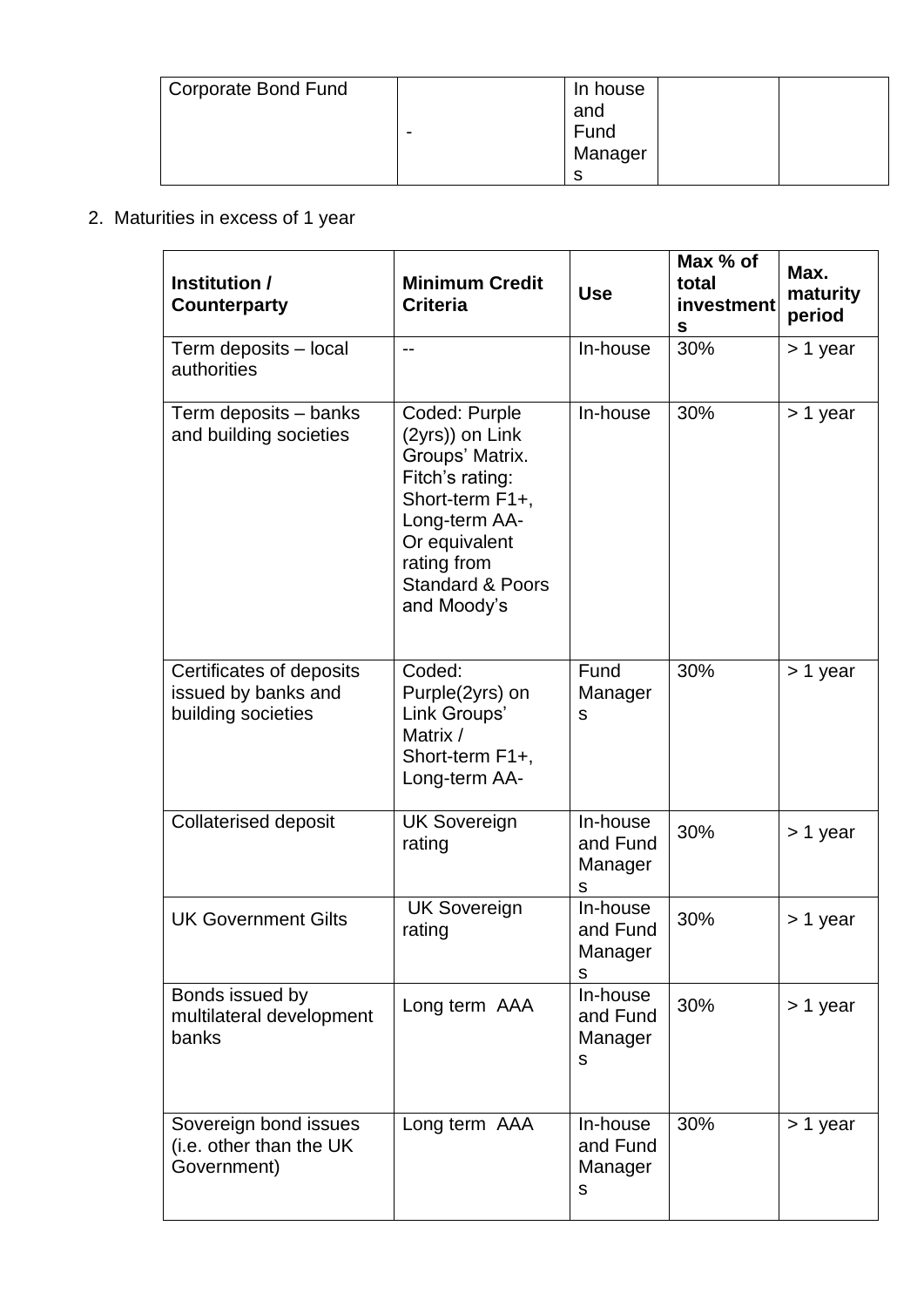| Corporate Bond Fund | - | In house and Fund Managers | | |
|---|---|---|---|---|

2. Maturities in excess of 1 year

| **Institution / Counterparty** | **Minimum Credit Criteria** | **Use** | **Max % of total investments** | **Max. maturity period** |
|---|---|---|---|---|
| Term deposits – local authorities | -- | In-house | 30% | > 1 year |
| Term deposits – banks and building societies | Coded: Purple (2yrs)) on Link Groups' Matrix. Fitch's rating: Short-term F1+, Long-term AA- Or equivalent rating from Standard & Poors and Moody's | In-house | 30% | > 1 year |
| Certificates of deposits issued by banks and building societies | Coded: Purple(2yrs) on Link Groups' Matrix / Short-term F1+, Long-term AA- | Fund Managers | 30% | > 1 year |
| Collaterised deposit | UK Sovereign rating | In-house and Fund Managers | 30% | > 1 year |
| UK Government Gilts | UK Sovereign rating | In-house and Fund Managers | 30% | > 1 year |
| Bonds issued by multilateral development banks | Long term AAA | In-house and Fund Managers | 30% | > 1 year |
| Sovereign bond issues (i.e. other than the UK Government) | Long term AAA | In-house and Fund Managers | 30% | > 1 year |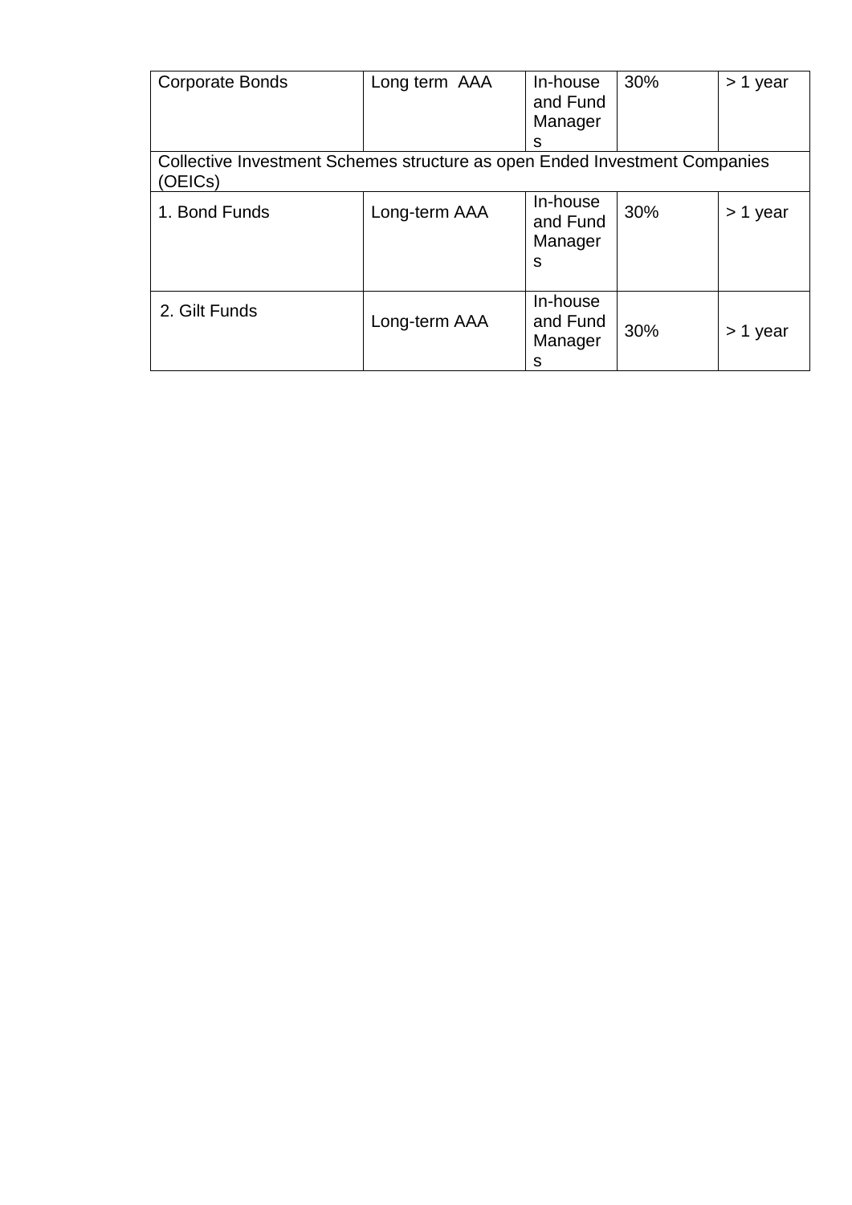| Corporate Bonds | Long term AAA | In-house and Fund Managers | 30% | > 1 year |
|---|---|---|---|---|
| Collective Investment Schemes structure as open Ended Investment Companies (OEICs) | | | | |
| 1. Bond Funds | Long-term AAA | In-house and Fund Managers | 30% | > 1 year |
| 2. Gilt Funds | Long-term AAA | In-house and Fund Managers | 30% | > 1 year |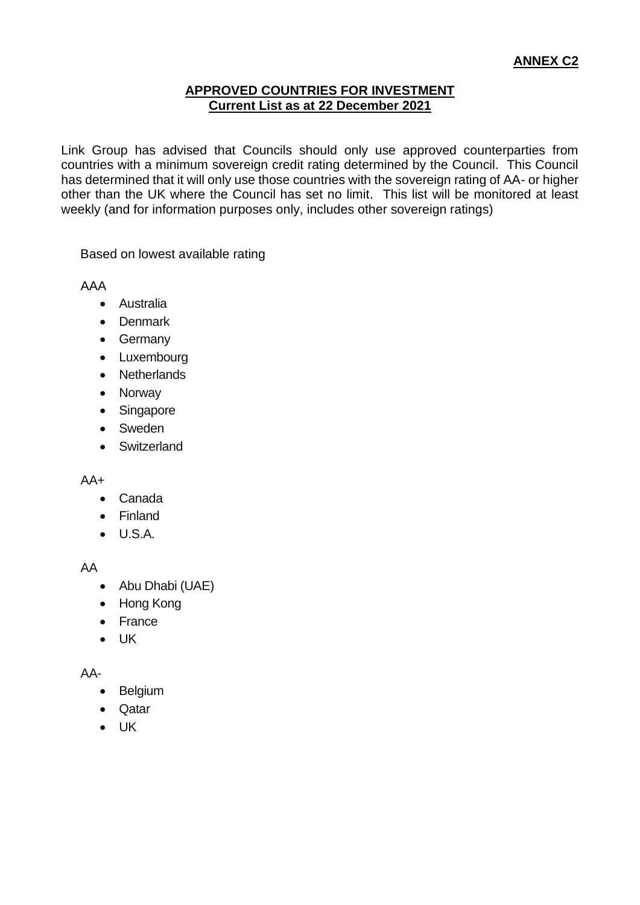**ANNEX C2**

**APPROVED COUNTRIES FOR INVESTMENT**
**Current List as at 22 December 2021**

Link Group has advised that Councils should only use approved counterparties from countries with a minimum sovereign credit rating determined by the Council. This Council has determined that it will only use those countries with the sovereign rating of AA- or higher other than the UK where the Council has set no limit. This list will be monitored at least weekly (and for information purposes only, includes other sovereign ratings)

Based on lowest available rating

AAA

- Australia
- Denmark
- Germany
- Luxembourg
- Netherlands
- Norway
- Singapore
- Sweden
- Switzerland

AA+

- Canada
- Finland
- U.S.A.

AA

- Abu Dhabi (UAE)
- Hong Kong
- France
- UK

AA-

- Belgium
- Qatar
- UK